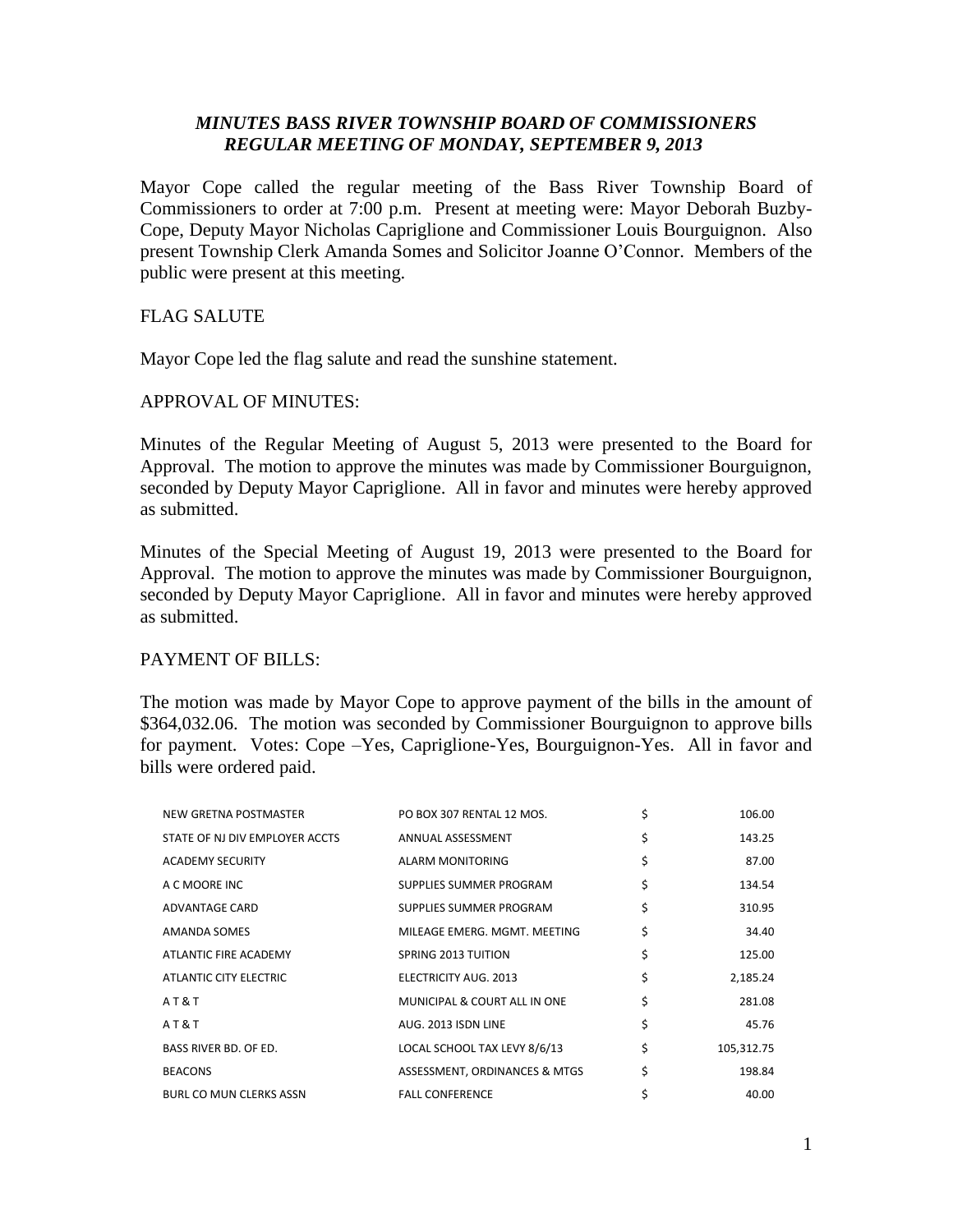## *MINUTES BASS RIVER TOWNSHIP BOARD OF COMMISSIONERS REGULAR MEETING OF MONDAY, SEPTEMBER 9, 2013*

Mayor Cope called the regular meeting of the Bass River Township Board of Commissioners to order at 7:00 p.m. Present at meeting were: Mayor Deborah Buzby-Cope, Deputy Mayor Nicholas Capriglione and Commissioner Louis Bourguignon. Also present Township Clerk Amanda Somes and Solicitor Joanne O'Connor. Members of the public were present at this meeting.

FLAG SALUTE

Mayor Cope led the flag salute and read the sunshine statement.

APPROVAL OF MINUTES:

Minutes of the Regular Meeting of August 5, 2013 were presented to the Board for Approval. The motion to approve the minutes was made by Commissioner Bourguignon, seconded by Deputy Mayor Capriglione. All in favor and minutes were hereby approved as submitted.

Minutes of the Special Meeting of August 19, 2013 were presented to the Board for Approval. The motion to approve the minutes was made by Commissioner Bourguignon, seconded by Deputy Mayor Capriglione. All in favor and minutes were hereby approved as submitted.

PAYMENT OF BILLS:

The motion was made by Mayor Cope to approve payment of the bills in the amount of $364,032.06. The motion was seconded by Commissioner Bourguignon to approve bills for payment. Votes: Cope –Yes, Capriglione-Yes, Bourguignon-Yes. All in favor and bills were ordered paid.

| | | | |
|---|---|---|---|
| NEW GRETNA POSTMASTER | PO BOX 307 RENTAL 12 MOS. | $ | 106.00 |
| STATE OF NJ DIV EMPLOYER ACCTS | ANNUAL ASSESSMENT | $ | 143.25 |
| ACADEMY SECURITY | ALARM MONITORING | $ | 87.00 |
| A C MOORE INC | SUPPLIES SUMMER PROGRAM | $ | 134.54 |
| ADVANTAGE CARD | SUPPLIES SUMMER PROGRAM | $ | 310.95 |
| AMANDA SOMES | MILEAGE EMERG. MGMT. MEETING | $ | 34.40 |
| ATLANTIC FIRE ACADEMY | SPRING 2013 TUITION | $ | 125.00 |
| ATLANTIC CITY ELECTRIC | ELECTRICITY AUG. 2013 | $ | 2,185.24 |
| A T & T | MUNICIPAL & COURT ALL IN ONE | $ | 281.08 |
| A T & T | AUG. 2013 ISDN LINE | $ | 45.76 |
| BASS RIVER BD. OF ED. | LOCAL SCHOOL TAX LEVY 8/6/13 | $ | 105,312.75 |
| BEACONS | ASSESSMENT, ORDINANCES & MTGS | $ | 198.84 |
| BURL CO MUN CLERKS ASSN | FALL CONFERENCE | $ | 40.00 |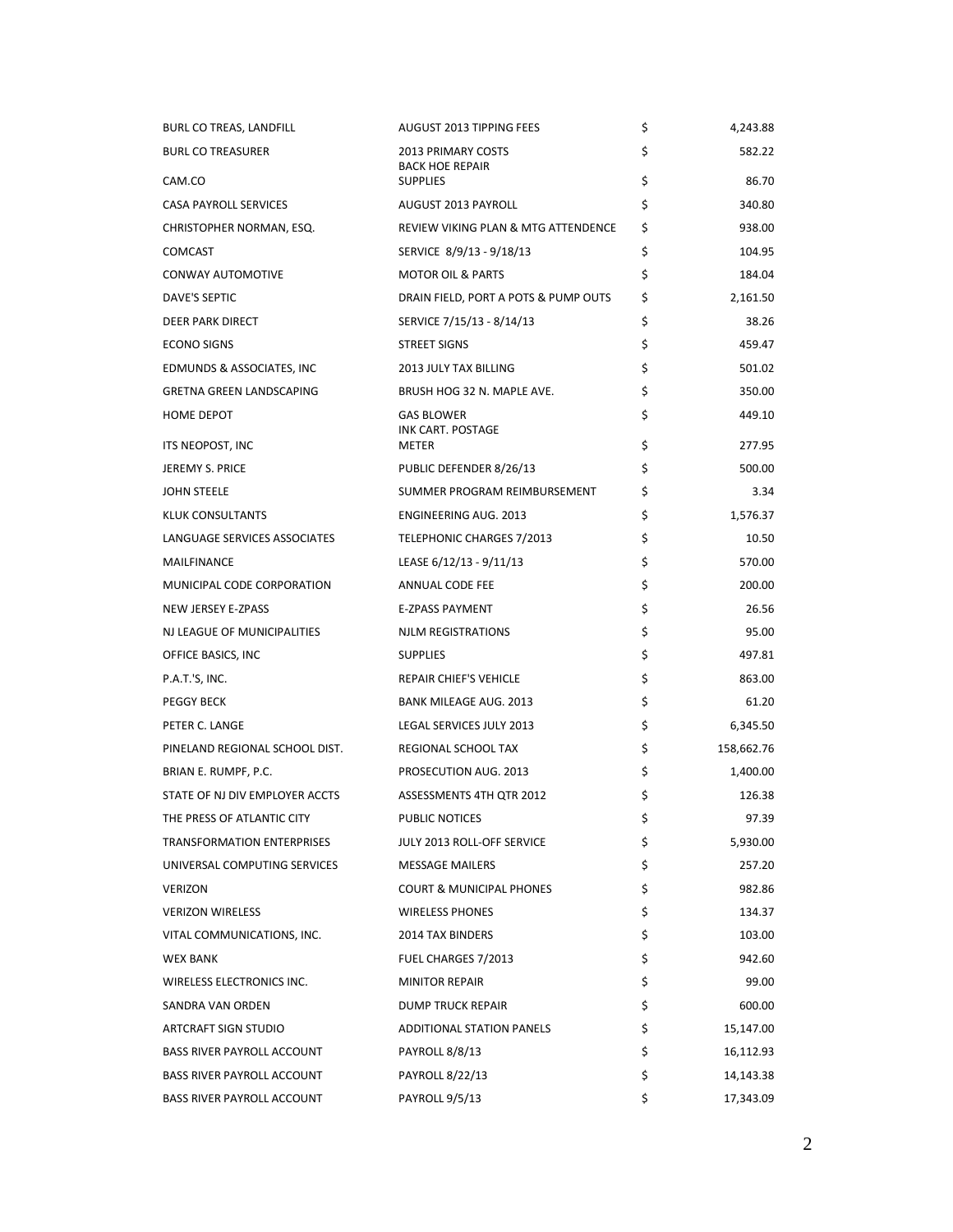| | | | |
|---|---|---|---|
| BURL CO TREAS, LANDFILL | AUGUST 2013 TIPPING FEES | $ | 4,243.88 |
| BURL CO TREASURER | 2013 PRIMARY COSTS | $ | 582.22 |
| CAM.CO | BACK HOE REPAIR SUPPLIES | $ | 86.70 |
| CASA PAYROLL SERVICES | AUGUST 2013 PAYROLL | $ | 340.80 |
| CHRISTOPHER NORMAN, ESQ. | REVIEW VIKING PLAN & MTG ATTENDENCE | $ | 938.00 |
| COMCAST | SERVICE 8/9/13 - 9/18/13 | $ | 104.95 |
| CONWAY AUTOMOTIVE | MOTOR OIL & PARTS | $ | 184.04 |
| DAVE'S SEPTIC | DRAIN FIELD, PORT A POTS & PUMP OUTS | $ | 2,161.50 |
| DEER PARK DIRECT | SERVICE 7/15/13 - 8/14/13 | $ | 38.26 |
| ECONO SIGNS | STREET SIGNS | $ | 459.47 |
| EDMUNDS & ASSOCIATES, INC | 2013 JULY TAX BILLING | $ | 501.02 |
| GRETNA GREEN LANDSCAPING | BRUSH HOG 32 N. MAPLE AVE. | $ | 350.00 |
| HOME DEPOT | GAS BLOWER | $ | 449.10 |
| ITS NEOPOST, INC | INK CART. POSTAGE METER | $ | 277.95 |
| JEREMY S. PRICE | PUBLIC DEFENDER 8/26/13 | $ | 500.00 |
| JOHN STEELE | SUMMER PROGRAM REIMBURSEMENT | $ | 3.34 |
| KLUK CONSULTANTS | ENGINEERING AUG. 2013 | $ | 1,576.37 |
| LANGUAGE SERVICES ASSOCIATES | TELEPHONIC CHARGES 7/2013 | $ | 10.50 |
| MAILFINANCE | LEASE 6/12/13 - 9/11/13 | $ | 570.00 |
| MUNICIPAL CODE CORPORATION | ANNUAL CODE FEE | $ | 200.00 |
| NEW JERSEY E-ZPASS | E-ZPASS PAYMENT | $ | 26.56 |
| NJ LEAGUE OF MUNICIPALITIES | NJLM REGISTRATIONS | $ | 95.00 |
| OFFICE BASICS, INC | SUPPLIES | $ | 497.81 |
| P.A.T.'S, INC. | REPAIR CHIEF'S VEHICLE | $ | 863.00 |
| PEGGY BECK | BANK MILEAGE AUG. 2013 | $ | 61.20 |
| PETER C. LANGE | LEGAL SERVICES JULY 2013 | $ | 6,345.50 |
| PINELAND REGIONAL SCHOOL DIST. | REGIONAL SCHOOL TAX | $ | 158,662.76 |
| BRIAN E. RUMPF, P.C. | PROSECUTION AUG. 2013 | $ | 1,400.00 |
| STATE OF NJ DIV EMPLOYER ACCTS | ASSESSMENTS 4TH QTR 2012 | $ | 126.38 |
| THE PRESS OF ATLANTIC CITY | PUBLIC NOTICES | $ | 97.39 |
| TRANSFORMATION ENTERPRISES | JULY 2013 ROLL-OFF SERVICE | $ | 5,930.00 |
| UNIVERSAL COMPUTING SERVICES | MESSAGE MAILERS | $ | 257.20 |
| VERIZON | COURT & MUNICIPAL PHONES | $ | 982.86 |
| VERIZON WIRELESS | WIRELESS PHONES | $ | 134.37 |
| VITAL COMMUNICATIONS, INC. | 2014 TAX BINDERS | $ | 103.00 |
| WEX BANK | FUEL CHARGES 7/2013 | $ | 942.60 |
| WIRELESS ELECTRONICS INC. | MINITOR REPAIR | $ | 99.00 |
| SANDRA VAN ORDEN | DUMP TRUCK REPAIR | $ | 600.00 |
| ARTCRAFT SIGN STUDIO | ADDITIONAL STATION PANELS | $ | 15,147.00 |
| BASS RIVER PAYROLL ACCOUNT | PAYROLL 8/8/13 | $ | 16,112.93 |
| BASS RIVER PAYROLL ACCOUNT | PAYROLL 8/22/13 | $ | 14,143.38 |
| BASS RIVER PAYROLL ACCOUNT | PAYROLL 9/5/13 | $ | 17,343.09 |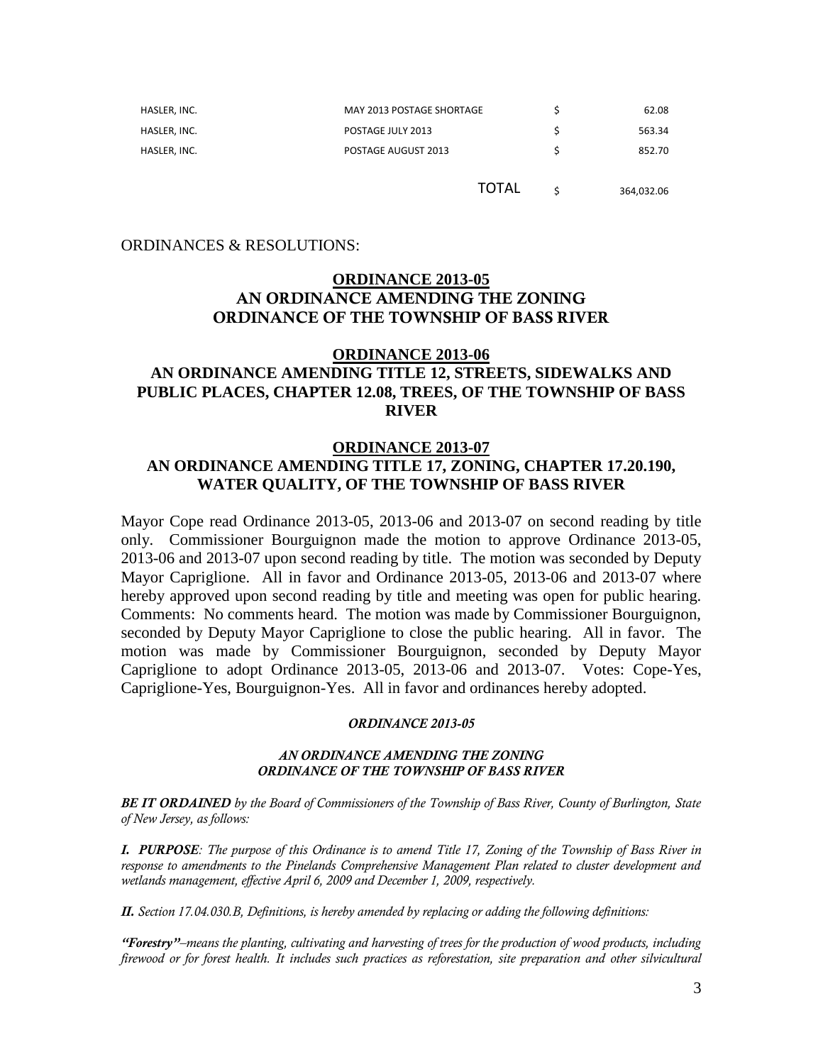| | | | |
|---|---|---|---|
| HASLER, INC. | MAY 2013 POSTAGE SHORTAGE | $ | 62.08 |
| HASLER, INC. | POSTAGE JULY 2013 | $ | 563.34 |
| HASLER, INC. | POSTAGE AUGUST 2013 | $ | 852.70 |
| | TOTAL | $ | 364,032.06 |

ORDINANCES & RESOLUTIONS:

**ORDINANCE 2013-05**
**AN ORDINANCE AMENDING THE ZONING ORDINANCE OF THE TOWNSHIP OF BASS RIVER**

**ORDINANCE 2013-06**
**AN ORDINANCE AMENDING TITLE 12, STREETS, SIDEWALKS AND PUBLIC PLACES, CHAPTER 12.08, TREES, OF THE TOWNSHIP OF BASS RIVER**

**ORDINANCE 2013-07**
**AN ORDINANCE AMENDING TITLE 17, ZONING, CHAPTER 17.20.190, WATER QUALITY, OF THE TOWNSHIP OF BASS RIVER**

Mayor Cope read Ordinance 2013-05, 2013-06 and 2013-07 on second reading by title only. Commissioner Bourguignon made the motion to approve Ordinance 2013-05, 2013-06 and 2013-07 upon second reading by title. The motion was seconded by Deputy Mayor Capriglione. All in favor and Ordinance 2013-05, 2013-06 and 2013-07 where hereby approved upon second reading by title and meeting was open for public hearing. Comments: No comments heard. The motion was made by Commissioner Bourguignon, seconded by Deputy Mayor Capriglione to close the public hearing. All in favor. The motion was made by Commissioner Bourguignon, seconded by Deputy Mayor Capriglione to adopt Ordinance 2013-05, 2013-06 and 2013-07. Votes: Cope-Yes, Capriglione-Yes, Bourguignon-Yes. All in favor and ordinances hereby adopted.

***ORDINANCE 2013-05***

***AN ORDINANCE AMENDING THE ZONING ORDINANCE OF THE TOWNSHIP OF BASS RIVER***

***BE IT ORDAINED*** *by the Board of Commissioners of the Township of Bass River, County of Burlington, State of New Jersey, as follows:*

***I. PURPOSE****: The purpose of this Ordinance is to amend Title 17, Zoning of the Township of Bass River in response to amendments to the Pinelands Comprehensive Management Plan related to cluster development and wetlands management, effective April 6, 2009 and December 1, 2009, respectively.*

***II.*** *Section 17.04.030.B, Definitions, is hereby amended by replacing or adding the following definitions:*

***"Forestry"*** *–means the planting, cultivating and harvesting of trees for the production of wood products, including firewood or for forest health. It includes such practices as reforestation, site preparation and other silvicultural*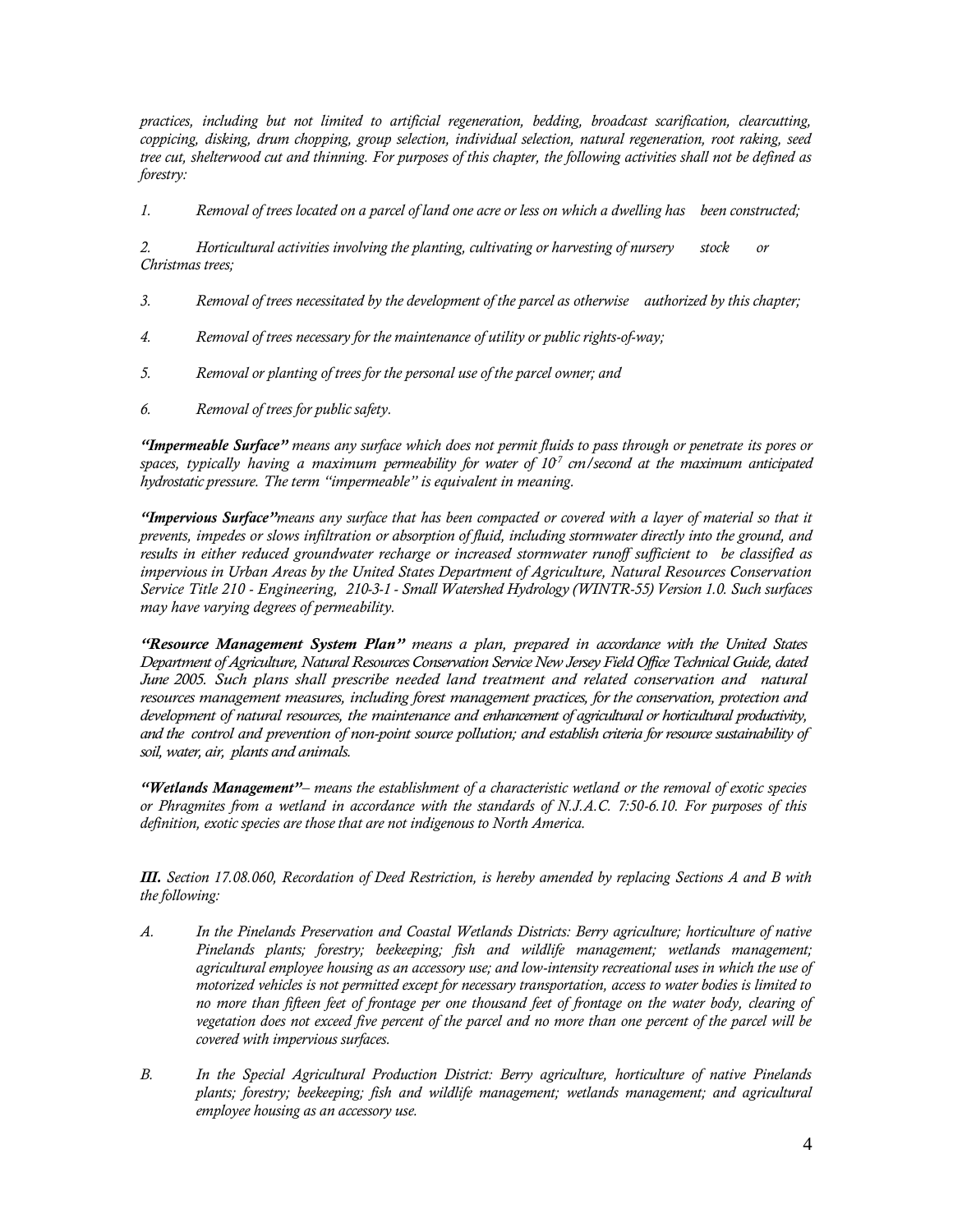*practices, including but not limited to artificial regeneration, bedding, broadcast scarification, clearcutting, coppicing, disking, drum chopping, group selection, individual selection, natural regeneration, root raking, seed tree cut, shelterwood cut and thinning. For purposes of this chapter, the following activities shall not be defined as forestry:*

1. *Removal of trees located on a parcel of land one acre or less on which a dwelling has been constructed;*

2. *Horticultural activities involving the planting, cultivating or harvesting of nursery stock or Christmas trees;*

3. *Removal of trees necessitated by the development of the parcel as otherwise authorized by this chapter;*

4. *Removal of trees necessary for the maintenance of utility or public rights-of-way;*

5. *Removal or planting of trees for the personal use of the parcel owner; and*

6. *Removal of trees for public safety.*

***"Impermeable Surface"*** *means any surface which does not permit fluids to pass through or penetrate its pores or spaces, typically having a maximum permeability for water of $10^{-7}$ cm/second at the maximum anticipated hydrostatic pressure. The term "impermeable" is equivalent in meaning.*

***"Impervious Surface"*** *means any surface that has been compacted or covered with a layer of material so that it prevents, impedes or slows infiltration or absorption of fluid, including stormwater directly into the ground, and results in either reduced groundwater recharge or increased stormwater runoff sufficient to be classified as impervious in Urban Areas by the United States Department of Agriculture, Natural Resources Conservation Service Title 210 - Engineering, 210-3-1 - Small Watershed Hydrology (WINTR-55) Version 1.0. Such surfaces may have varying degrees of permeability.*

***"Resource Management System Plan"*** *means a plan, prepared in accordance with the United States Department of Agriculture, Natural Resources Conservation Service New Jersey Field Office Technical Guide, dated June 2005. Such plans shall prescribe needed land treatment and related conservation and natural resources management measures, including forest management practices, for the conservation, protection and development of natural resources, the maintenance and enhancement of agricultural or horticultural productivity, and the control and prevention of non-point source pollution; and establish criteria for resource sustainability of soil, water, air, plants and animals.*

***"Wetlands Management"*** *– means the establishment of a characteristic wetland or the removal of exotic species or Phragmites from a wetland in accordance with the standards of N.J.A.C. 7:50-6.10. For purposes of this definition, exotic species are those that are not indigenous to North America.*

***III.*** *Section 17.08.060, Recordation of Deed Restriction, is hereby amended by replacing Sections A and B with the following:*

A. *In the Pinelands Preservation and Coastal Wetlands Districts: Berry agriculture; horticulture of native Pinelands plants; forestry; beekeeping; fish and wildlife management; wetlands management; agricultural employee housing as an accessory use; and low-intensity recreational uses in which the use of motorized vehicles is not permitted except for necessary transportation, access to water bodies is limited to no more than fifteen feet of frontage per one thousand feet of frontage on the water body, clearing of vegetation does not exceed five percent of the parcel and no more than one percent of the parcel will be covered with impervious surfaces.*

B. *In the Special Agricultural Production District: Berry agriculture, horticulture of native Pinelands plants; forestry; beekeeping; fish and wildlife management; wetlands management; and agricultural employee housing as an accessory use.*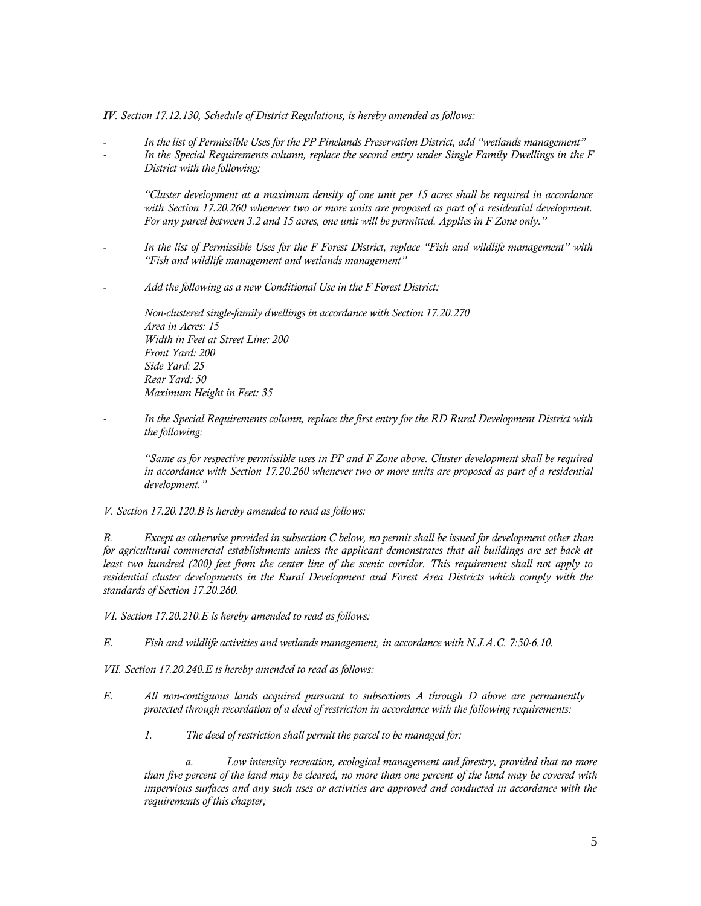*IV. Section 17.12.130, Schedule of District Regulations, is hereby amended as follows:*

- *In the list of Permissible Uses for the PP Pinelands Preservation District, add "wetlands management"*
- *In the Special Requirements column, replace the second entry under Single Family Dwellings in the F District with the following:*

  *"Cluster development at a maximum density of one unit per 15 acres shall be required in accordance with Section 17.20.260 whenever two or more units are proposed as part of a residential development. For any parcel between 3.2 and 15 acres, one unit will be permitted. Applies in F Zone only."*

- *In the list of Permissible Uses for the F Forest District, replace "Fish and wildlife management" with "Fish and wildlife management and wetlands management"*

- *Add the following as a new Conditional Use in the F Forest District:*

  *Non-clustered single-family dwellings in accordance with Section 17.20.270*
  *Area in Acres: 15*
  *Width in Feet at Street Line: 200*
  *Front Yard: 200*
  *Side Yard: 25*
  *Rear Yard: 50*
  *Maximum Height in Feet: 35*

- *In the Special Requirements column, replace the first entry for the RD Rural Development District with the following:*

  *"Same as for respective permissible uses in PP and F Zone above. Cluster development shall be required in accordance with Section 17.20.260 whenever two or more units are proposed as part of a residential development."*

*V. Section 17.20.120.B is hereby amended to read as follows:*

*B. Except as otherwise provided in subsection C below, no permit shall be issued for development other than for agricultural commercial establishments unless the applicant demonstrates that all buildings are set back at least two hundred (200) feet from the center line of the scenic corridor. This requirement shall not apply to residential cluster developments in the Rural Development and Forest Area Districts which comply with the standards of Section 17.20.260.*

*VI. Section 17.20.210.E is hereby amended to read as follows:*

*E. Fish and wildlife activities and wetlands management, in accordance with N.J.A.C. 7:50-6.10.*

*VII. Section 17.20.240.E is hereby amended to read as follows:*

*E. All non-contiguous lands acquired pursuant to subsections A through D above are permanently protected through recordation of a deed of restriction in accordance with the following requirements:*

*1. The deed of restriction shall permit the parcel to be managed for:*

*a. Low intensity recreation, ecological management and forestry, provided that no more than five percent of the land may be cleared, no more than one percent of the land may be covered with impervious surfaces and any such uses or activities are approved and conducted in accordance with the requirements of this chapter;*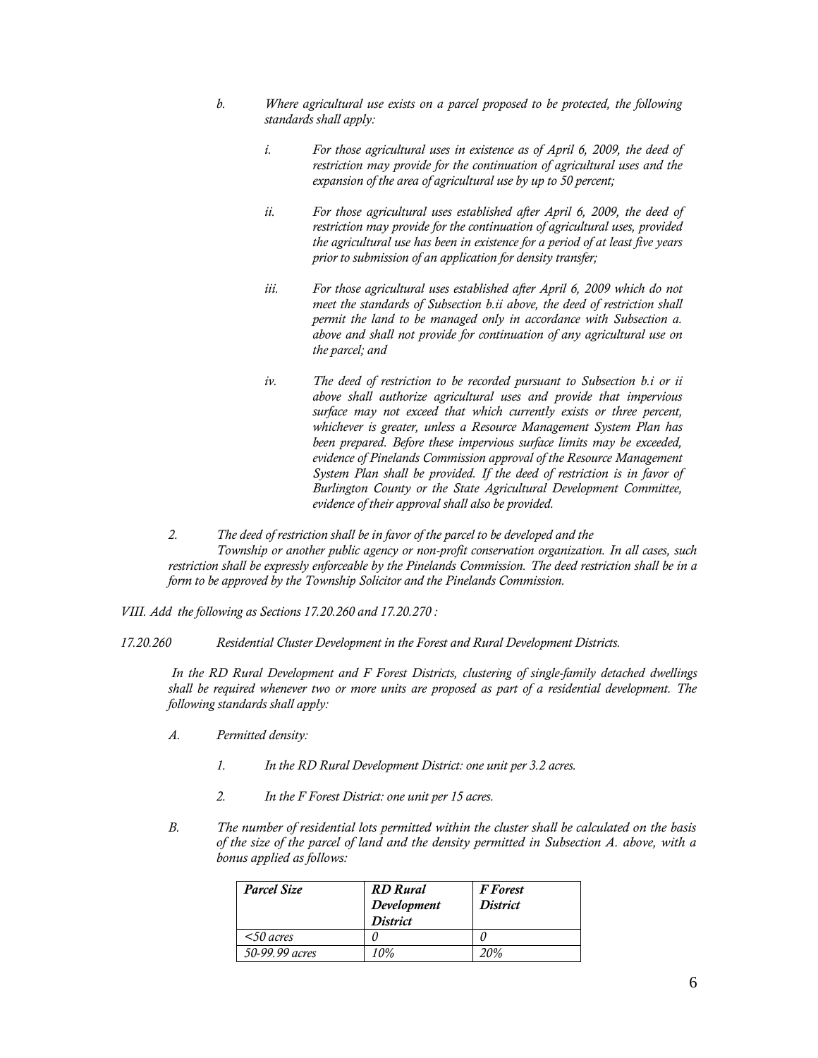*b. Where agricultural use exists on a parcel proposed to be protected, the following standards shall apply:*

*i. For those agricultural uses in existence as of April 6, 2009, the deed of restriction may provide for the continuation of agricultural uses and the expansion of the area of agricultural use by up to 50 percent;*

*ii. For those agricultural uses established after April 6, 2009, the deed of restriction may provide for the continuation of agricultural uses, provided the agricultural use has been in existence for a period of at least five years prior to submission of an application for density transfer;*

*iii. For those agricultural uses established after April 6, 2009 which do not meet the standards of Subsection b.ii above, the deed of restriction shall permit the land to be managed only in accordance with Subsection a. above and shall not provide for continuation of any agricultural use on the parcel; and*

*iv. The deed of restriction to be recorded pursuant to Subsection b.i or ii above shall authorize agricultural uses and provide that impervious surface may not exceed that which currently exists or three percent, whichever is greater, unless a Resource Management System Plan has been prepared. Before these impervious surface limits may be exceeded, evidence of Pinelands Commission approval of the Resource Management System Plan shall be provided. If the deed of restriction is in favor of Burlington County or the State Agricultural Development Committee, evidence of their approval shall also be provided.*

*2. The deed of restriction shall be in favor of the parcel to be developed and the Township or another public agency or non-profit conservation organization. In all cases, such restriction shall be expressly enforceable by the Pinelands Commission. The deed restriction shall be in a form to be approved by the Township Solicitor and the Pinelands Commission.*

*VIII. Add the following as Sections 17.20.260 and 17.20.270 :*

*17.20.260 Residential Cluster Development in the Forest and Rural Development Districts.*

*In the RD Rural Development and F Forest Districts, clustering of single-family detached dwellings shall be required whenever two or more units are proposed as part of a residential development. The following standards shall apply:*

*A. Permitted density:*

*1. In the RD Rural Development District: one unit per 3.2 acres.*

*2. In the F Forest District: one unit per 15 acres.*

*B. The number of residential lots permitted within the cluster shall be calculated on the basis of the size of the parcel of land and the density permitted in Subsection A. above, with a bonus applied as follows:*

| ***Parcel Size*** | ***RD Rural Development District*** | ***F Forest District*** |
|---|---|---|
| *<50 acres* | *0* | *0* |
| *50-99.99 acres* | *10%* | *20%* |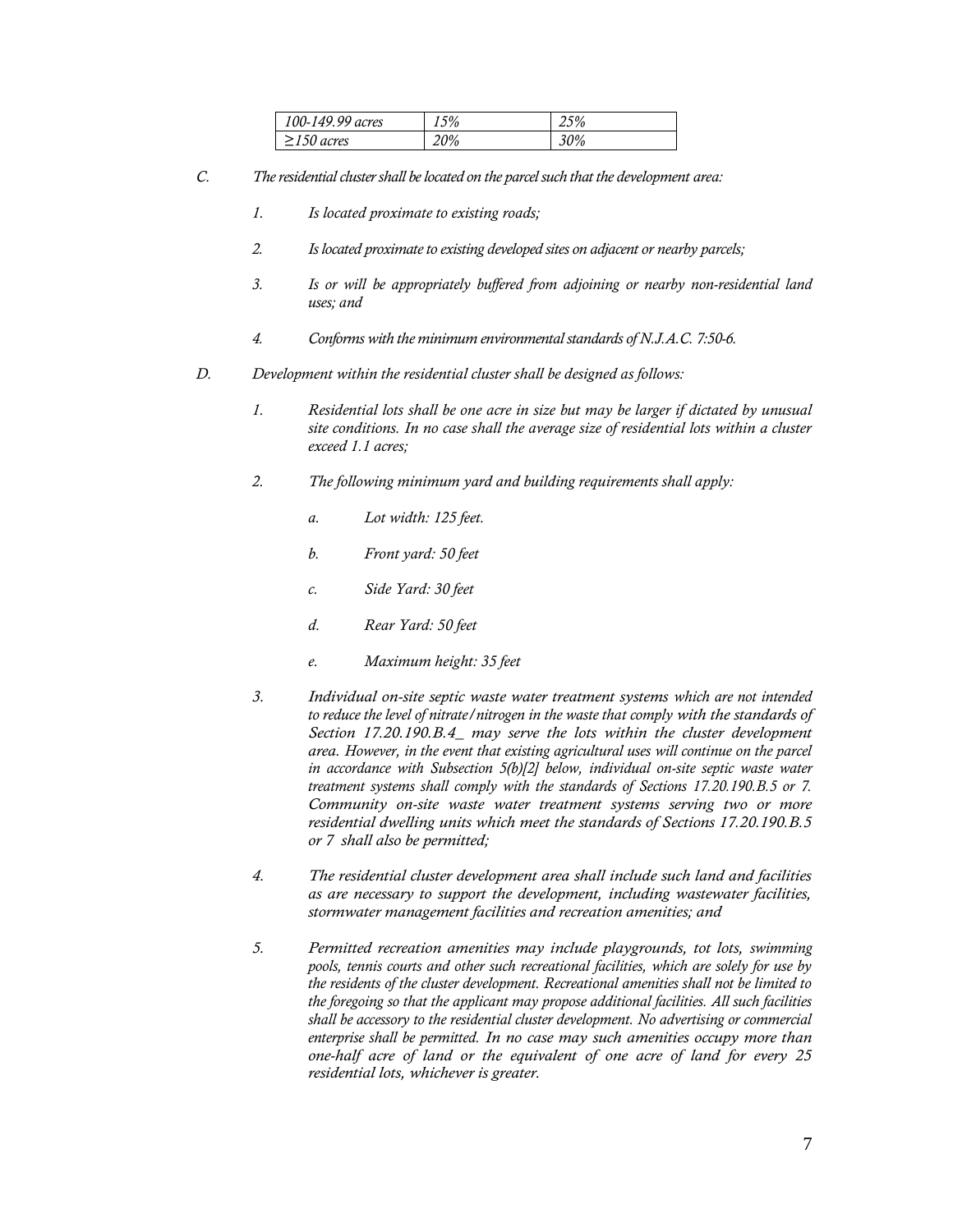| 100-149.99 acres | 15% | 25% |
|---|---|---|
| ≥150 acres | 20% | 30% |

*C. The residential cluster shall be located on the parcel such that the development area:*

*1. Is located proximate to existing roads;*

*2. Is located proximate to existing developed sites on adjacent or nearby parcels;*

*3. Is or will be appropriately buffered from adjoining or nearby non-residential land uses; and*

*4. Conforms with the minimum environmental standards of N.J.A.C. 7:50-6.*

*D. Development within the residential cluster shall be designed as follows:*

*1. Residential lots shall be one acre in size but may be larger if dictated by unusual site conditions. In no case shall the average size of residential lots within a cluster exceed 1.1 acres;*

*2. The following minimum yard and building requirements shall apply:*

*a. Lot width: 125 feet.*

*b. Front yard: 50 feet*

*c. Side Yard: 30 feet*

*d. Rear Yard: 50 feet*

*e. Maximum height: 35 feet*

*3. Individual on-site septic waste water treatment systems which are not intended to reduce the level of nitrate/nitrogen in the waste that comply with the standards of Section 17.20.190.B.4_ may serve the lots within the cluster development area. However, in the event that existing agricultural uses will continue on the parcel in accordance with Subsection 5(b)[2] below, individual on-site septic waste water treatment systems shall comply with the standards of Sections 17.20.190.B.5 or 7. Community on-site waste water treatment systems serving two or more residential dwelling units which meet the standards of Sections 17.20.190.B.5 or 7 shall also be permitted;*

*4. The residential cluster development area shall include such land and facilities as are necessary to support the development, including wastewater facilities, stormwater management facilities and recreation amenities; and*

*5. Permitted recreation amenities may include playgrounds, tot lots, swimming pools, tennis courts and other such recreational facilities, which are solely for use by the residents of the cluster development. Recreational amenities shall not be limited to the foregoing so that the applicant may propose additional facilities. All such facilities shall be accessory to the residential cluster development. No advertising or commercial enterprise shall be permitted. In no case may such amenities occupy more than one-half acre of land or the equivalent of one acre of land for every 25 residential lots, whichever is greater.*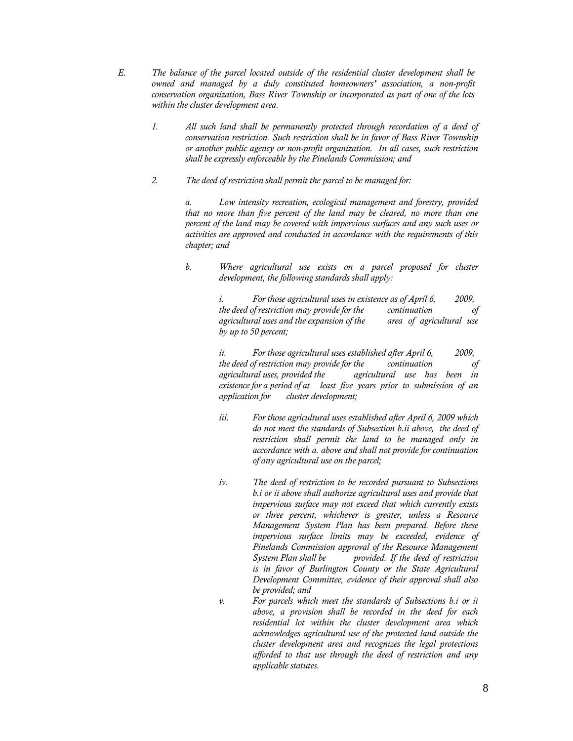*E. The balance of the parcel located outside of the residential cluster development shall be owned and managed by a duly constituted homeowners' association, a non-profit conservation organization, Bass River Township or incorporated as part of one of the lots within the cluster development area.*

*1. All such land shall be permanently protected through recordation of a deed of conservation restriction. Such restriction shall be in favor of Bass River Township or another public agency or non-profit organization. In all cases, such restriction shall be expressly enforceable by the Pinelands Commission; and*

*2. The deed of restriction shall permit the parcel to be managed for:*

*a. Low intensity recreation, ecological management and forestry, provided that no more than five percent of the land may be cleared, no more than one percent of the land may be covered with impervious surfaces and any such uses or activities are approved and conducted in accordance with the requirements of this chapter; and*

*b. Where agricultural use exists on a parcel proposed for cluster development, the following standards shall apply:*

*i. For those agricultural uses in existence as of April 6, 2009, the deed of restriction may provide for the continuation of agricultural uses and the expansion of the area of agricultural use by up to 50 percent;*

*ii. For those agricultural uses established after April 6, 2009, the deed of restriction may provide for the continuation of agricultural uses, provided the agricultural use has been in existence for a period of at least five years prior to submission of an application for cluster development;*

*iii. For those agricultural uses established after April 6, 2009 which do not meet the standards of Subsection b.ii above, the deed of restriction shall permit the land to be managed only in accordance with a. above and shall not provide for continuation of any agricultural use on the parcel;*

*iv. The deed of restriction to be recorded pursuant to Subsections b.i or ii above shall authorize agricultural uses and provide that impervious surface may not exceed that which currently exists or three percent, whichever is greater, unless a Resource Management System Plan has been prepared. Before these impervious surface limits may be exceeded, evidence of Pinelands Commission approval of the Resource Management System Plan shall be provided. If the deed of restriction is in favor of Burlington County or the State Agricultural Development Committee, evidence of their approval shall also be provided; and*

*v. For parcels which meet the standards of Subsections b.i or ii above, a provision shall be recorded in the deed for each residential lot within the cluster development area which acknowledges agricultural use of the protected land outside the cluster development area and recognizes the legal protections afforded to that use through the deed of restriction and any applicable statutes.*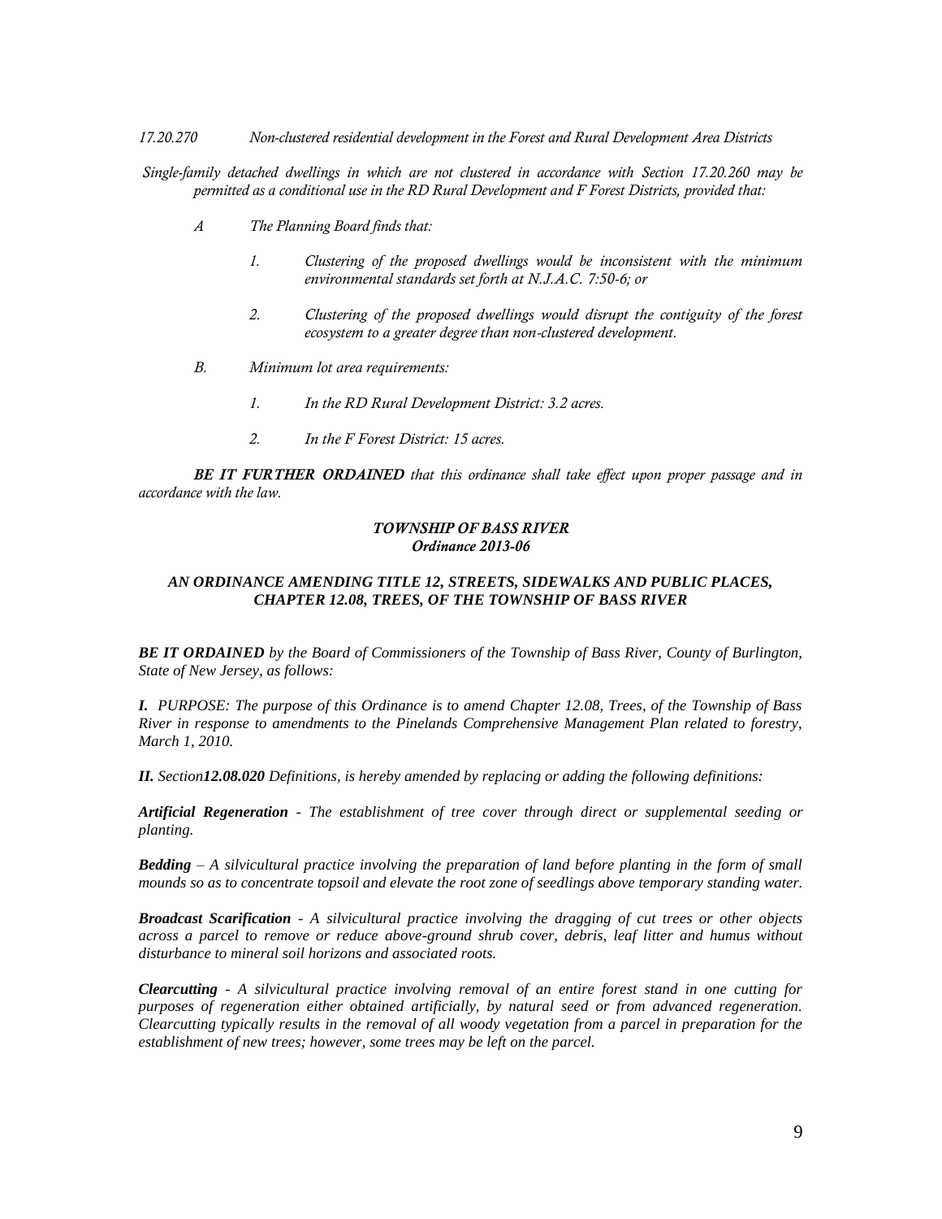*17.20.270 Non-clustered residential development in the Forest and Rural Development Area Districts*

*Single-family detached dwellings in which are not clustered in accordance with Section 17.20.260 may be permitted as a conditional use in the RD Rural Development and F Forest Districts, provided that:*

*A The Planning Board finds that:*

*1. Clustering of the proposed dwellings would be inconsistent with the minimum environmental standards set forth at N.J.A.C. 7:50-6; or*

*2. Clustering of the proposed dwellings would disrupt the contiguity of the forest ecosystem to a greater degree than non-clustered development.*

*B. Minimum lot area requirements:*

*1. In the RD Rural Development District: 3.2 acres.*

*2. In the F Forest District: 15 acres.*

***BE IT FURTHER ORDAINED** that this ordinance shall take effect upon proper passage and in accordance with the law.*

***TOWNSHIP OF BASS RIVER***
***Ordinance 2013-06***

***AN ORDINANCE AMENDING TITLE 12, STREETS, SIDEWALKS AND PUBLIC PLACES, CHAPTER 12.08, TREES, OF THE TOWNSHIP OF BASS RIVER***

***BE IT ORDAINED** by the Board of Commissioners of the Township of Bass River, County of Burlington, State of New Jersey, as follows:*

***I.** PURPOSE: The purpose of this Ordinance is to amend Chapter 12.08, Trees, of the Township of Bass River in response to amendments to the Pinelands Comprehensive Management Plan related to forestry, March 1, 2010.*

***II.** Section**12.08.020** Definitions, is hereby amended by replacing or adding the following definitions:*

***Artificial Regeneration** - The establishment of tree cover through direct or supplemental seeding or planting.*

***Bedding** – A silvicultural practice involving the preparation of land before planting in the form of small mounds so as to concentrate topsoil and elevate the root zone of seedlings above temporary standing water.*

***Broadcast Scarification** - A silvicultural practice involving the dragging of cut trees or other objects across a parcel to remove or reduce above-ground shrub cover, debris, leaf litter and humus without disturbance to mineral soil horizons and associated roots.*

***Clearcutting** - A silvicultural practice involving removal of an entire forest stand in one cutting for purposes of regeneration either obtained artificially, by natural seed or from advanced regeneration. Clearcutting typically results in the removal of all woody vegetation from a parcel in preparation for the establishment of new trees; however, some trees may be left on the parcel.*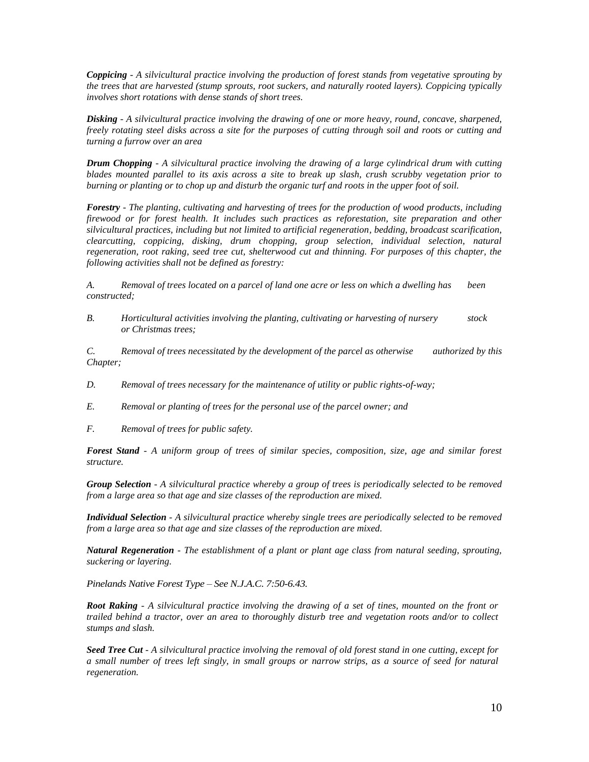***Coppicing*** *- A silvicultural practice involving the production of forest stands from vegetative sprouting by the trees that are harvested (stump sprouts, root suckers, and naturally rooted layers). Coppicing typically involves short rotations with dense stands of short trees.*

***Disking*** *- A silvicultural practice involving the drawing of one or more heavy, round, concave, sharpened, freely rotating steel disks across a site for the purposes of cutting through soil and roots or cutting and turning a furrow over an area*

***Drum Chopping*** *- A silvicultural practice involving the drawing of a large cylindrical drum with cutting blades mounted parallel to its axis across a site to break up slash, crush scrubby vegetation prior to burning or planting or to chop up and disturb the organic turf and roots in the upper foot of soil.*

***Forestry*** *- The planting, cultivating and harvesting of trees for the production of wood products, including firewood or for forest health. It includes such practices as reforestation, site preparation and other silvicultural practices, including but not limited to artificial regeneration, bedding, broadcast scarification, clearcutting, coppicing, disking, drum chopping, group selection, individual selection, natural regeneration, root raking, seed tree cut, shelterwood cut and thinning. For purposes of this chapter, the following activities shall not be defined as forestry:*

*A. Removal of trees located on a parcel of land one acre or less on which a dwelling has been constructed;*

*B. Horticultural activities involving the planting, cultivating or harvesting of nursery stock or Christmas trees;*

*C. Removal of trees necessitated by the development of the parcel as otherwise authorized by this Chapter;*

*D. Removal of trees necessary for the maintenance of utility or public rights-of-way;*

*E. Removal or planting of trees for the personal use of the parcel owner; and*

*F. Removal of trees for public safety.*

***Forest Stand*** *- A uniform group of trees of similar species, composition, size, age and similar forest structure.*

***Group Selection*** *- A silvicultural practice whereby a group of trees is periodically selected to be removed from a large area so that age and size classes of the reproduction are mixed.*

***Individual Selection*** *- A silvicultural practice whereby single trees are periodically selected to be removed from a large area so that age and size classes of the reproduction are mixed.*

***Natural Regeneration*** *- The establishment of a plant or plant age class from natural seeding, sprouting, suckering or layering.*

*Pinelands Native Forest Type – See N.J.A.C. 7:50-6.43.*

***Root Raking*** *- A silvicultural practice involving the drawing of a set of tines, mounted on the front or trailed behind a tractor, over an area to thoroughly disturb tree and vegetation roots and/or to collect stumps and slash.*

***Seed Tree Cut*** *- A silvicultural practice involving the removal of old forest stand in one cutting, except for a small number of trees left singly, in small groups or narrow strips, as a source of seed for natural regeneration.*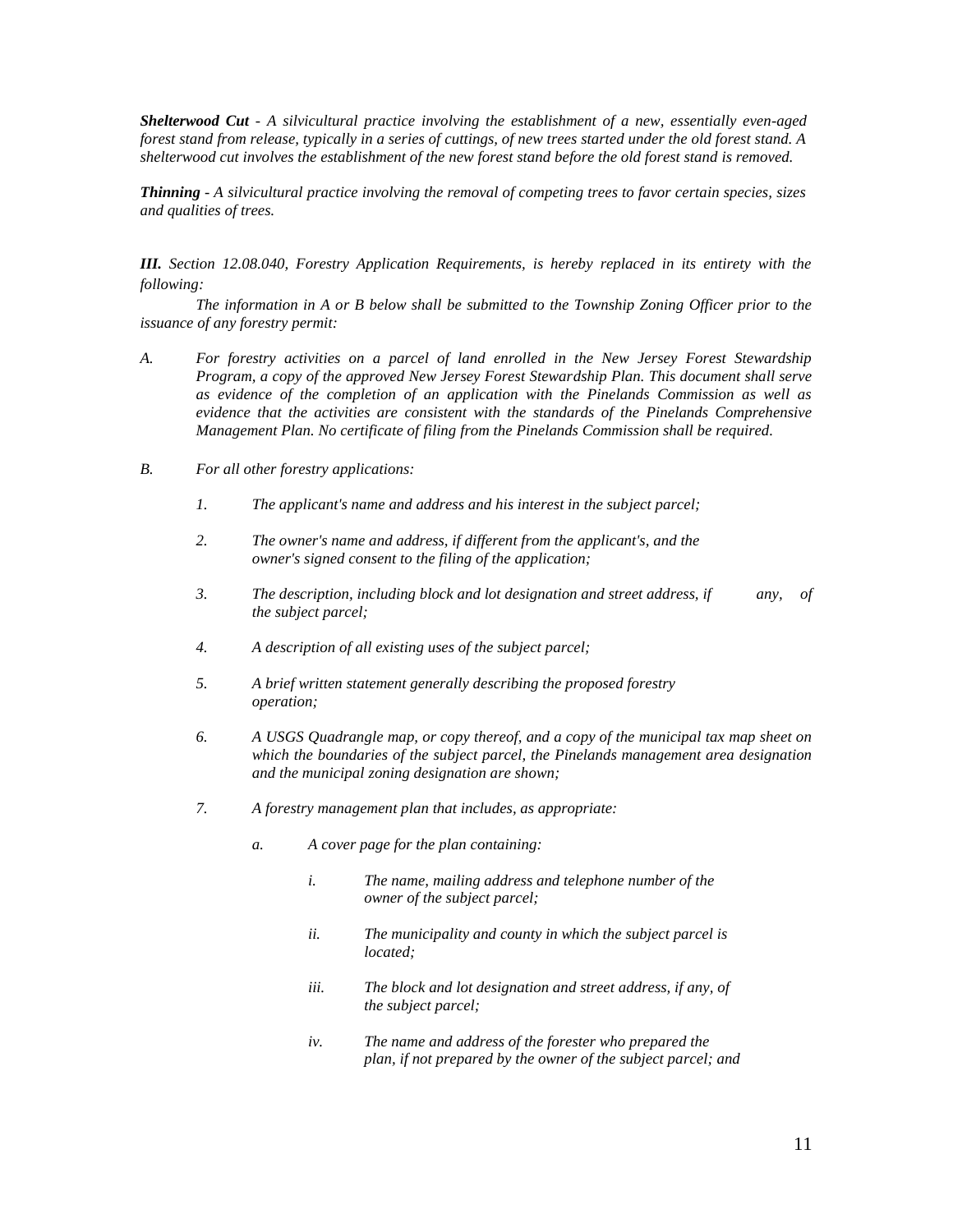***Shelterwood Cut*** *- A silvicultural practice involving the establishment of a new, essentially even-aged forest stand from release, typically in a series of cuttings, of new trees started under the old forest stand. A shelterwood cut involves the establishment of the new forest stand before the old forest stand is removed.*

***Thinning*** *- A silvicultural practice involving the removal of competing trees to favor certain species, sizes and qualities of trees.*

***III.*** *Section 12.08.040, Forestry Application Requirements, is hereby replaced in its entirety with the following:*

*The information in A or B below shall be submitted to the Township Zoning Officer prior to the issuance of any forestry permit:*

*A. For forestry activities on a parcel of land enrolled in the New Jersey Forest Stewardship Program, a copy of the approved New Jersey Forest Stewardship Plan. This document shall serve as evidence of the completion of an application with the Pinelands Commission as well as evidence that the activities are consistent with the standards of the Pinelands Comprehensive Management Plan. No certificate of filing from the Pinelands Commission shall be required.*

*B. For all other forestry applications:*

*1. The applicant's name and address and his interest in the subject parcel;*

*2. The owner's name and address, if different from the applicant's, and the owner's signed consent to the filing of the application;*

*3. The description, including block and lot designation and street address, if any, of the subject parcel;*

*4. A description of all existing uses of the subject parcel;*

*5. A brief written statement generally describing the proposed forestry operation;*

*6. A USGS Quadrangle map, or copy thereof, and a copy of the municipal tax map sheet on which the boundaries of the subject parcel, the Pinelands management area designation and the municipal zoning designation are shown;*

*7. A forestry management plan that includes, as appropriate:*

*a. A cover page for the plan containing:*

*i. The name, mailing address and telephone number of the owner of the subject parcel;*

*ii. The municipality and county in which the subject parcel is located;*

*iii. The block and lot designation and street address, if any, of the subject parcel;*

*iv. The name and address of the forester who prepared the plan, if not prepared by the owner of the subject parcel; and*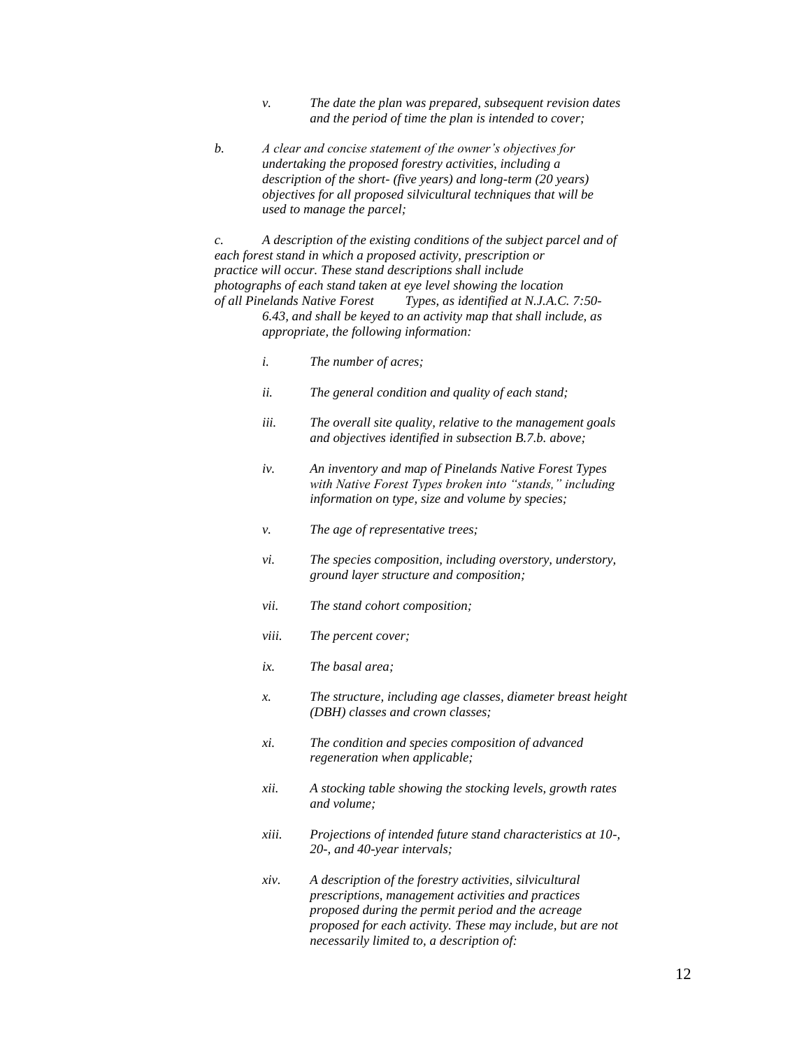*v. The date the plan was prepared, subsequent revision dates and the period of time the plan is intended to cover;*

*b. A clear and concise statement of the owner's objectives for undertaking the proposed forestry activities, including a description of the short- (five years) and long-term (20 years) objectives for all proposed silvicultural techniques that will be used to manage the parcel;*

*c. A description of the existing conditions of the subject parcel and of each forest stand in which a proposed activity, prescription or practice will occur. These stand descriptions shall include photographs of each stand taken at eye level showing the location of all Pinelands Native Forest Types, as identified at N.J.A.C. 7:50-6.43, and shall be keyed to an activity map that shall include, as appropriate, the following information:*

*i. The number of acres;*

*ii. The general condition and quality of each stand;*

*iii. The overall site quality, relative to the management goals and objectives identified in subsection B.7.b. above;*

*iv. An inventory and map of Pinelands Native Forest Types with Native Forest Types broken into "stands," including information on type, size and volume by species;*

*v. The age of representative trees;*

*vi. The species composition, including overstory, understory, ground layer structure and composition;*

*vii. The stand cohort composition;*

*viii. The percent cover;*

*ix. The basal area;*

*x. The structure, including age classes, diameter breast height (DBH) classes and crown classes;*

*xi. The condition and species composition of advanced regeneration when applicable;*

*xii. A stocking table showing the stocking levels, growth rates and volume;*

*xiii. Projections of intended future stand characteristics at 10-, 20-, and 40-year intervals;*

*xiv. A description of the forestry activities, silvicultural prescriptions, management activities and practices proposed during the permit period and the acreage proposed for each activity. These may include, but are not necessarily limited to, a description of:*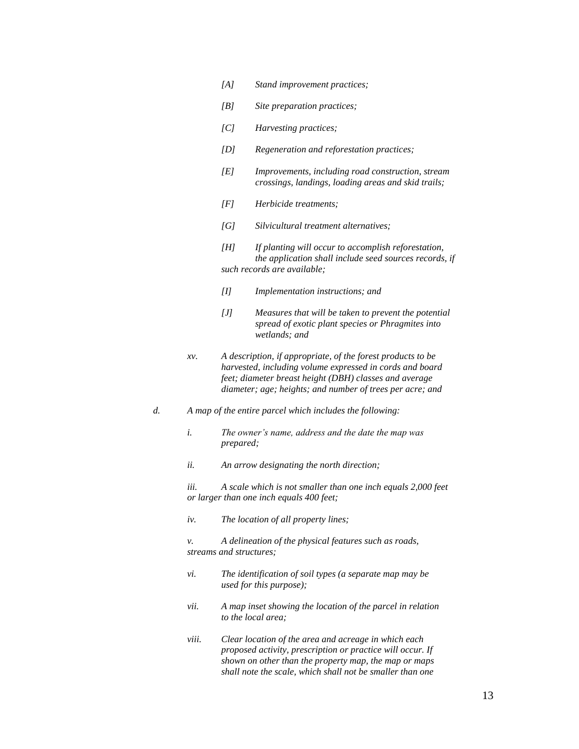*[A] Stand improvement practices;*

*[B] Site preparation practices;*

*[C] Harvesting practices;*

*[D] Regeneration and reforestation practices;*

*[E] Improvements, including road construction, stream crossings, landings, loading areas and skid trails;*

*[F] Herbicide treatments;*

*[G] Silvicultural treatment alternatives;*

*[H] If planting will occur to accomplish reforestation, the application shall include seed sources records, if such records are available;*

*[I] Implementation instructions; and*

*[J] Measures that will be taken to prevent the potential spread of exotic plant species or Phragmites into wetlands; and*

*xv. A description, if appropriate, of the forest products to be harvested, including volume expressed in cords and board feet; diameter breast height (DBH) classes and average diameter; age; heights; and number of trees per acre; and*

*d. A map of the entire parcel which includes the following:*

*i. The owner's name, address and the date the map was prepared;*

*ii. An arrow designating the north direction;*

*iii. A scale which is not smaller than one inch equals 2,000 feet or larger than one inch equals 400 feet;*

*iv. The location of all property lines;*

*v. A delineation of the physical features such as roads, streams and structures;*

*vi. The identification of soil types (a separate map may be used for this purpose);*

*vii. A map inset showing the location of the parcel in relation to the local area;*

*viii. Clear location of the area and acreage in which each proposed activity, prescription or practice will occur. If shown on other than the property map, the map or maps shall note the scale, which shall not be smaller than one*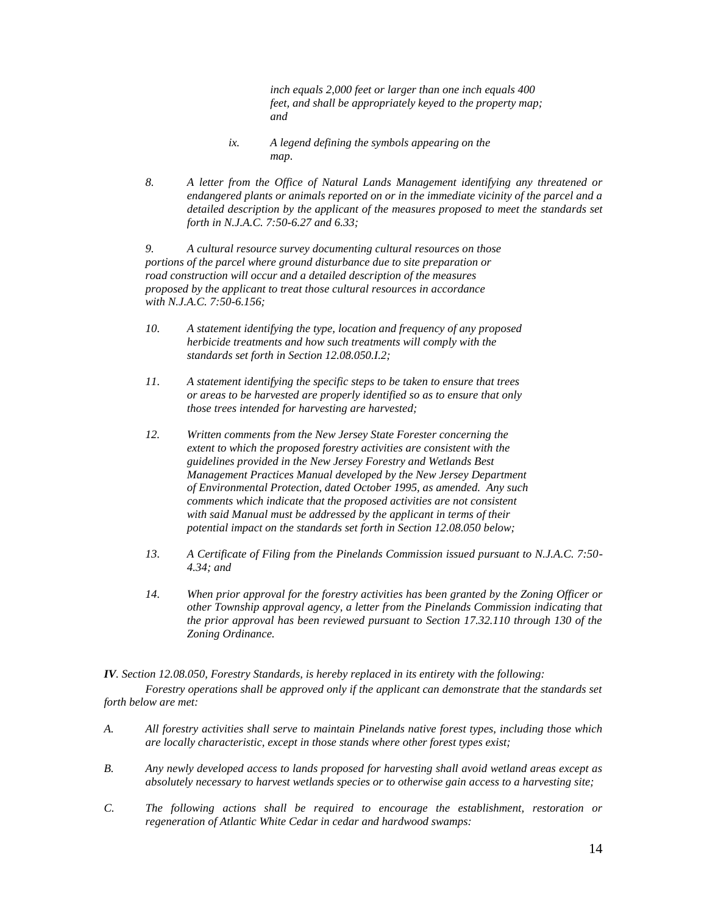*inch equals 2,000 feet or larger than one inch equals 400 feet, and shall be appropriately keyed to the property map; and*

*ix. A legend defining the symbols appearing on the map.*

*8. A letter from the Office of Natural Lands Management identifying any threatened or endangered plants or animals reported on or in the immediate vicinity of the parcel and a detailed description by the applicant of the measures proposed to meet the standards set forth in N.J.A.C. 7:50-6.27 and 6.33;*

*9. A cultural resource survey documenting cultural resources on those portions of the parcel where ground disturbance due to site preparation or road construction will occur and a detailed description of the measures proposed by the applicant to treat those cultural resources in accordance with N.J.A.C. 7:50-6.156;*

*10. A statement identifying the type, location and frequency of any proposed herbicide treatments and how such treatments will comply with the standards set forth in Section 12.08.050.I.2;*

*11. A statement identifying the specific steps to be taken to ensure that trees or areas to be harvested are properly identified so as to ensure that only those trees intended for harvesting are harvested;*

*12. Written comments from the New Jersey State Forester concerning the extent to which the proposed forestry activities are consistent with the guidelines provided in the New Jersey Forestry and Wetlands Best Management Practices Manual developed by the New Jersey Department of Environmental Protection, dated October 1995, as amended. Any such comments which indicate that the proposed activities are not consistent with said Manual must be addressed by the applicant in terms of their potential impact on the standards set forth in Section 12.08.050 below;*

*13. A Certificate of Filing from the Pinelands Commission issued pursuant to N.J.A.C. 7:50-4.34; and*

*14. When prior approval for the forestry activities has been granted by the Zoning Officer or other Township approval agency, a letter from the Pinelands Commission indicating that the prior approval has been reviewed pursuant to Section 17.32.110 through 130 of the Zoning Ordinance.*

***IV**. Section 12.08.050, Forestry Standards, is hereby replaced in its entirety with the following:*

*Forestry operations shall be approved only if the applicant can demonstrate that the standards set forth below are met:*

*A. All forestry activities shall serve to maintain Pinelands native forest types, including those which are locally characteristic, except in those stands where other forest types exist;*

*B. Any newly developed access to lands proposed for harvesting shall avoid wetland areas except as absolutely necessary to harvest wetlands species or to otherwise gain access to a harvesting site;*

*C. The following actions shall be required to encourage the establishment, restoration or regeneration of Atlantic White Cedar in cedar and hardwood swamps:*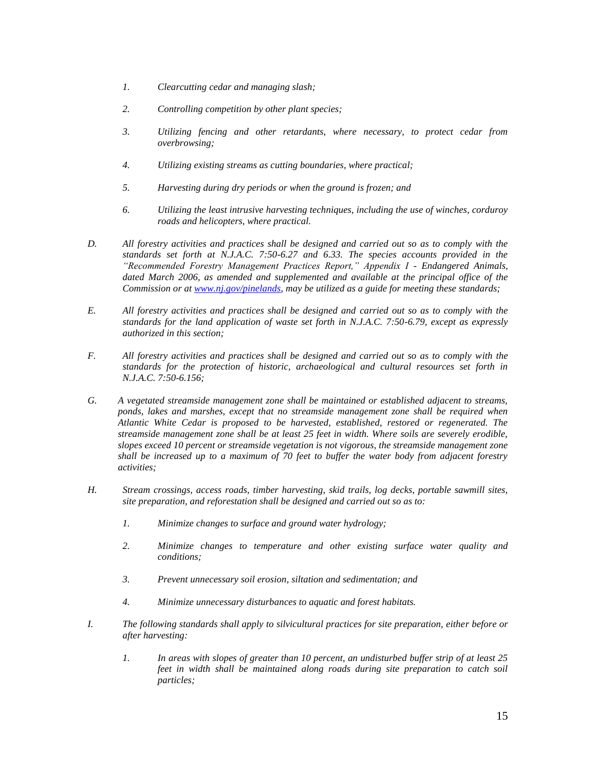1. *Clearcutting cedar and managing slash;*

2. *Controlling competition by other plant species;*

3. *Utilizing fencing and other retardants, where necessary, to protect cedar from overbrowsing;*

4. *Utilizing existing streams as cutting boundaries, where practical;*

5. *Harvesting during dry periods or when the ground is frozen; and*

6. *Utilizing the least intrusive harvesting techniques, including the use of winches, corduroy roads and helicopters, where practical.*

D. *All forestry activities and practices shall be designed and carried out so as to comply with the standards set forth at N.J.A.C. 7:50-6.27 and 6.33. The species accounts provided in the "Recommended Forestry Management Practices Report," Appendix I - Endangered Animals, dated March 2006, as amended and supplemented and available at the principal office of the Commission or at [www.nj.gov/pinelands](www.nj.gov/pinelands), may be utilized as a guide for meeting these standards;*

E. *All forestry activities and practices shall be designed and carried out so as to comply with the standards for the land application of waste set forth in N.J.A.C. 7:50-6.79, except as expressly authorized in this section;*

F. *All forestry activities and practices shall be designed and carried out so as to comply with the standards for the protection of historic, archaeological and cultural resources set forth in N.J.A.C. 7:50-6.156;*

G. *A vegetated streamside management zone shall be maintained or established adjacent to streams, ponds, lakes and marshes, except that no streamside management zone shall be required when Atlantic White Cedar is proposed to be harvested, established, restored or regenerated. The streamside management zone shall be at least 25 feet in width. Where soils are severely erodible, slopes exceed 10 percent or streamside vegetation is not vigorous, the streamside management zone shall be increased up to a maximum of 70 feet to buffer the water body from adjacent forestry activities;*

H. *Stream crossings, access roads, timber harvesting, skid trails, log decks, portable sawmill sites, site preparation, and reforestation shall be designed and carried out so as to:*

1. *Minimize changes to surface and ground water hydrology;*

2. *Minimize changes to temperature and other existing surface water quality and conditions;*

3. *Prevent unnecessary soil erosion, siltation and sedimentation; and*

4. *Minimize unnecessary disturbances to aquatic and forest habitats.*

I. *The following standards shall apply to silvicultural practices for site preparation, either before or after harvesting:*

1. *In areas with slopes of greater than 10 percent, an undisturbed buffer strip of at least 25 feet in width shall be maintained along roads during site preparation to catch soil particles;*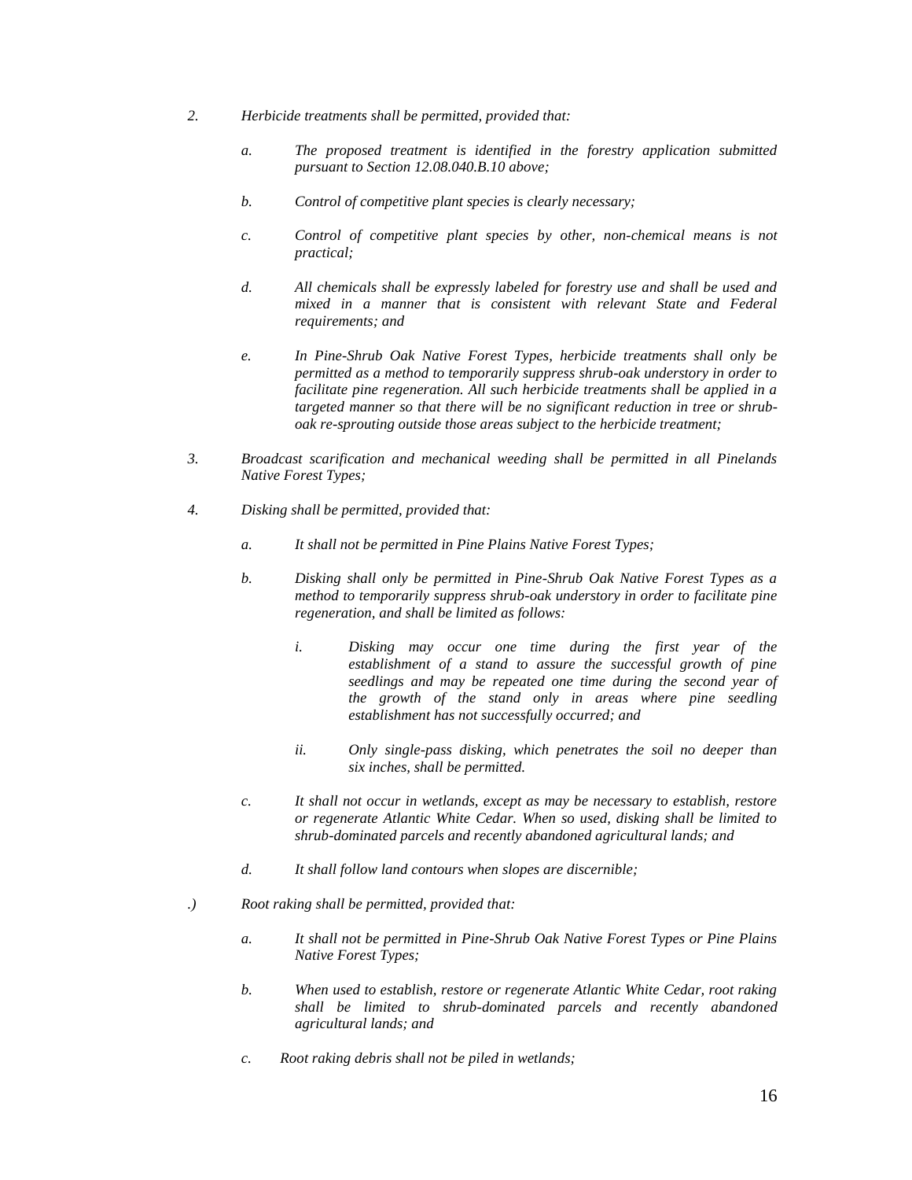*2. Herbicide treatments shall be permitted, provided that:*

*a. The proposed treatment is identified in the forestry application submitted pursuant to Section 12.08.040.B.10 above;*

*b. Control of competitive plant species is clearly necessary;*

*c. Control of competitive plant species by other, non-chemical means is not practical;*

*d. All chemicals shall be expressly labeled for forestry use and shall be used and mixed in a manner that is consistent with relevant State and Federal requirements; and*

*e. In Pine-Shrub Oak Native Forest Types, herbicide treatments shall only be permitted as a method to temporarily suppress shrub-oak understory in order to facilitate pine regeneration. All such herbicide treatments shall be applied in a targeted manner so that there will be no significant reduction in tree or shrub-oak re-sprouting outside those areas subject to the herbicide treatment;*

*3. Broadcast scarification and mechanical weeding shall be permitted in all Pinelands Native Forest Types;*

*4. Disking shall be permitted, provided that:*

*a. It shall not be permitted in Pine Plains Native Forest Types;*

*b. Disking shall only be permitted in Pine-Shrub Oak Native Forest Types as a method to temporarily suppress shrub-oak understory in order to facilitate pine regeneration, and shall be limited as follows:*

*i. Disking may occur one time during the first year of the establishment of a stand to assure the successful growth of pine seedlings and may be repeated one time during the second year of the growth of the stand only in areas where pine seedling establishment has not successfully occurred; and*

*ii. Only single-pass disking, which penetrates the soil no deeper than six inches, shall be permitted.*

*c. It shall not occur in wetlands, except as may be necessary to establish, restore or regenerate Atlantic White Cedar. When so used, disking shall be limited to shrub-dominated parcels and recently abandoned agricultural lands; and*

*d. It shall follow land contours when slopes are discernible;*

*.) Root raking shall be permitted, provided that:*

*a. It shall not be permitted in Pine-Shrub Oak Native Forest Types or Pine Plains Native Forest Types;*

*b. When used to establish, restore or regenerate Atlantic White Cedar, root raking shall be limited to shrub-dominated parcels and recently abandoned agricultural lands; and*

*c. Root raking debris shall not be piled in wetlands;*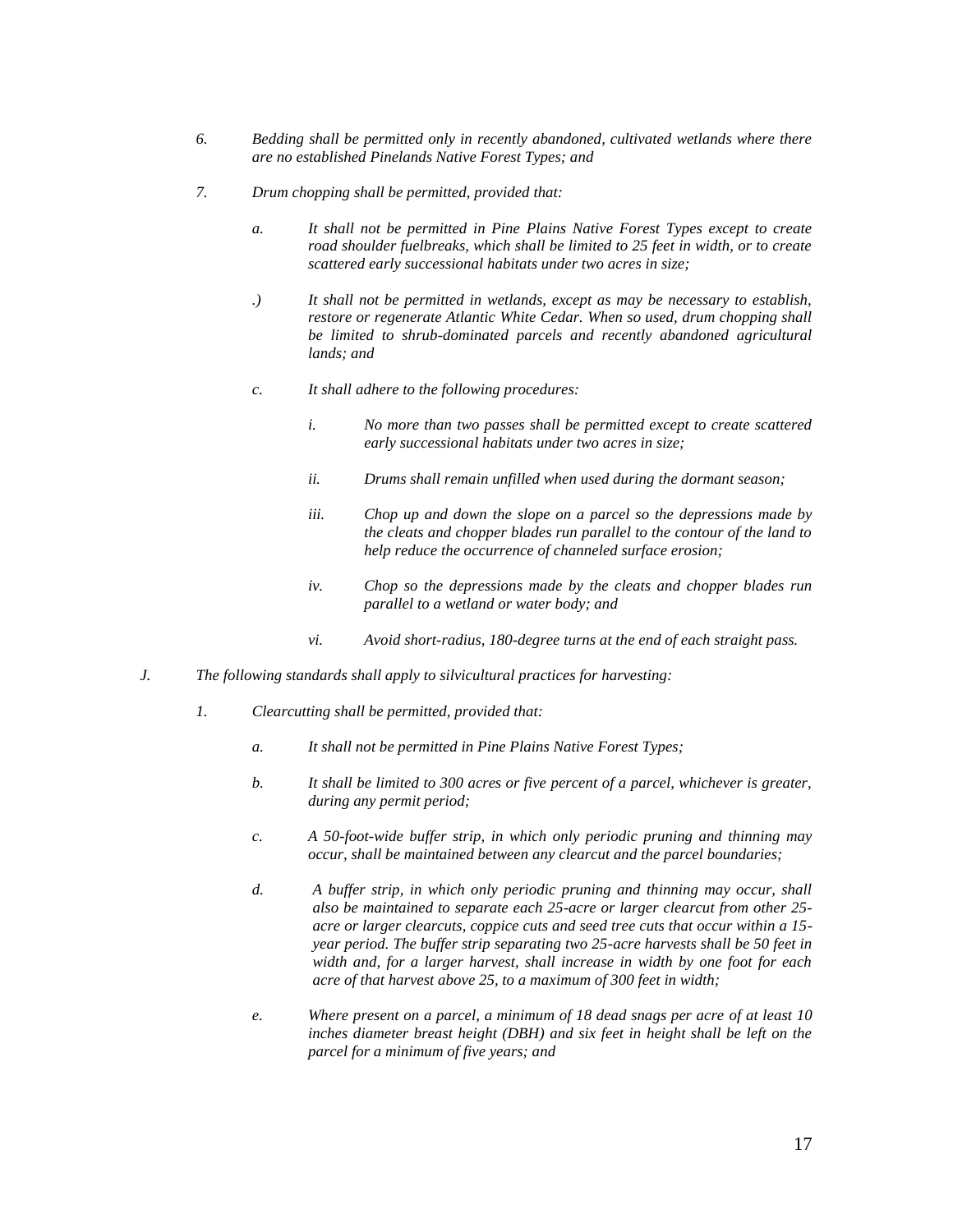*6. Bedding shall be permitted only in recently abandoned, cultivated wetlands where there are no established Pinelands Native Forest Types; and*

*7. Drum chopping shall be permitted, provided that:*

*a. It shall not be permitted in Pine Plains Native Forest Types except to create road shoulder fuelbreaks, which shall be limited to 25 feet in width, or to create scattered early successional habitats under two acres in size;*

*.) It shall not be permitted in wetlands, except as may be necessary to establish, restore or regenerate Atlantic White Cedar. When so used, drum chopping shall be limited to shrub-dominated parcels and recently abandoned agricultural lands; and*

*c. It shall adhere to the following procedures:*

*i. No more than two passes shall be permitted except to create scattered early successional habitats under two acres in size;*

*ii. Drums shall remain unfilled when used during the dormant season;*

*iii. Chop up and down the slope on a parcel so the depressions made by the cleats and chopper blades run parallel to the contour of the land to help reduce the occurrence of channeled surface erosion;*

*iv. Chop so the depressions made by the cleats and chopper blades run parallel to a wetland or water body; and*

*vi. Avoid short-radius, 180-degree turns at the end of each straight pass.*

*J. The following standards shall apply to silvicultural practices for harvesting:*

*1. Clearcutting shall be permitted, provided that:*

*a. It shall not be permitted in Pine Plains Native Forest Types;*

*b. It shall be limited to 300 acres or five percent of a parcel, whichever is greater, during any permit period;*

*c. A 50-foot-wide buffer strip, in which only periodic pruning and thinning may occur, shall be maintained between any clearcut and the parcel boundaries;*

*d. A buffer strip, in which only periodic pruning and thinning may occur, shall also be maintained to separate each 25-acre or larger clearcut from other 25-acre or larger clearcuts, coppice cuts and seed tree cuts that occur within a 15-year period. The buffer strip separating two 25-acre harvests shall be 50 feet in width and, for a larger harvest, shall increase in width by one foot for each acre of that harvest above 25, to a maximum of 300 feet in width;*

*e. Where present on a parcel, a minimum of 18 dead snags per acre of at least 10 inches diameter breast height (DBH) and six feet in height shall be left on the parcel for a minimum of five years; and*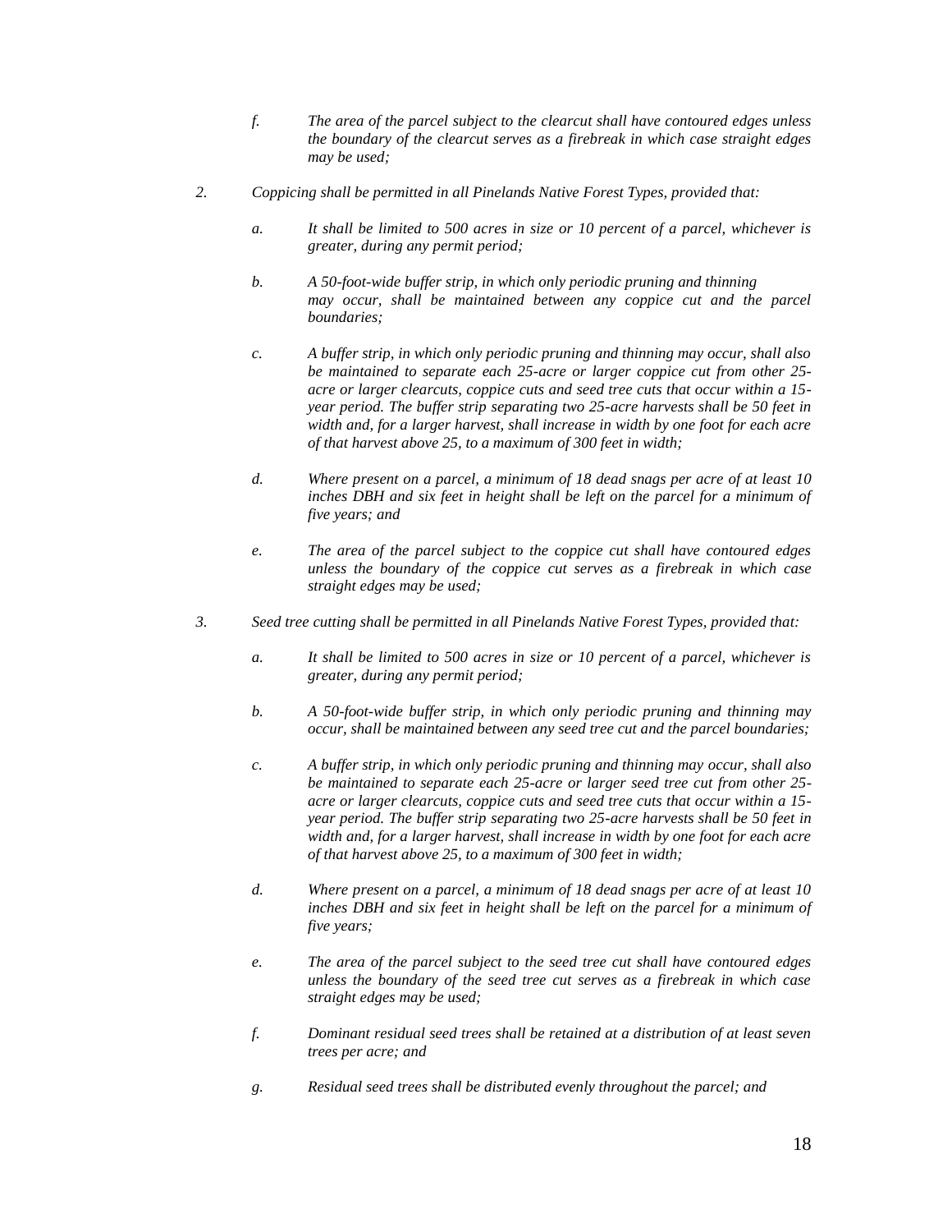*f. The area of the parcel subject to the clearcut shall have contoured edges unless the boundary of the clearcut serves as a firebreak in which case straight edges may be used;*

*2. Coppicing shall be permitted in all Pinelands Native Forest Types, provided that:*

*a. It shall be limited to 500 acres in size or 10 percent of a parcel, whichever is greater, during any permit period;*

*b. A 50-foot-wide buffer strip, in which only periodic pruning and thinning may occur, shall be maintained between any coppice cut and the parcel boundaries;*

*c. A buffer strip, in which only periodic pruning and thinning may occur, shall also be maintained to separate each 25-acre or larger coppice cut from other 25-acre or larger clearcuts, coppice cuts and seed tree cuts that occur within a 15-year period. The buffer strip separating two 25-acre harvests shall be 50 feet in width and, for a larger harvest, shall increase in width by one foot for each acre of that harvest above 25, to a maximum of 300 feet in width;*

*d. Where present on a parcel, a minimum of 18 dead snags per acre of at least 10 inches DBH and six feet in height shall be left on the parcel for a minimum of five years; and*

*e. The area of the parcel subject to the coppice cut shall have contoured edges unless the boundary of the coppice cut serves as a firebreak in which case straight edges may be used;*

*3. Seed tree cutting shall be permitted in all Pinelands Native Forest Types, provided that:*

*a. It shall be limited to 500 acres in size or 10 percent of a parcel, whichever is greater, during any permit period;*

*b. A 50-foot-wide buffer strip, in which only periodic pruning and thinning may occur, shall be maintained between any seed tree cut and the parcel boundaries;*

*c. A buffer strip, in which only periodic pruning and thinning may occur, shall also be maintained to separate each 25-acre or larger seed tree cut from other 25-acre or larger clearcuts, coppice cuts and seed tree cuts that occur within a 15-year period. The buffer strip separating two 25-acre harvests shall be 50 feet in width and, for a larger harvest, shall increase in width by one foot for each acre of that harvest above 25, to a maximum of 300 feet in width;*

*d. Where present on a parcel, a minimum of 18 dead snags per acre of at least 10 inches DBH and six feet in height shall be left on the parcel for a minimum of five years;*

*e. The area of the parcel subject to the seed tree cut shall have contoured edges unless the boundary of the seed tree cut serves as a firebreak in which case straight edges may be used;*

*f. Dominant residual seed trees shall be retained at a distribution of at least seven trees per acre; and*

*g. Residual seed trees shall be distributed evenly throughout the parcel; and*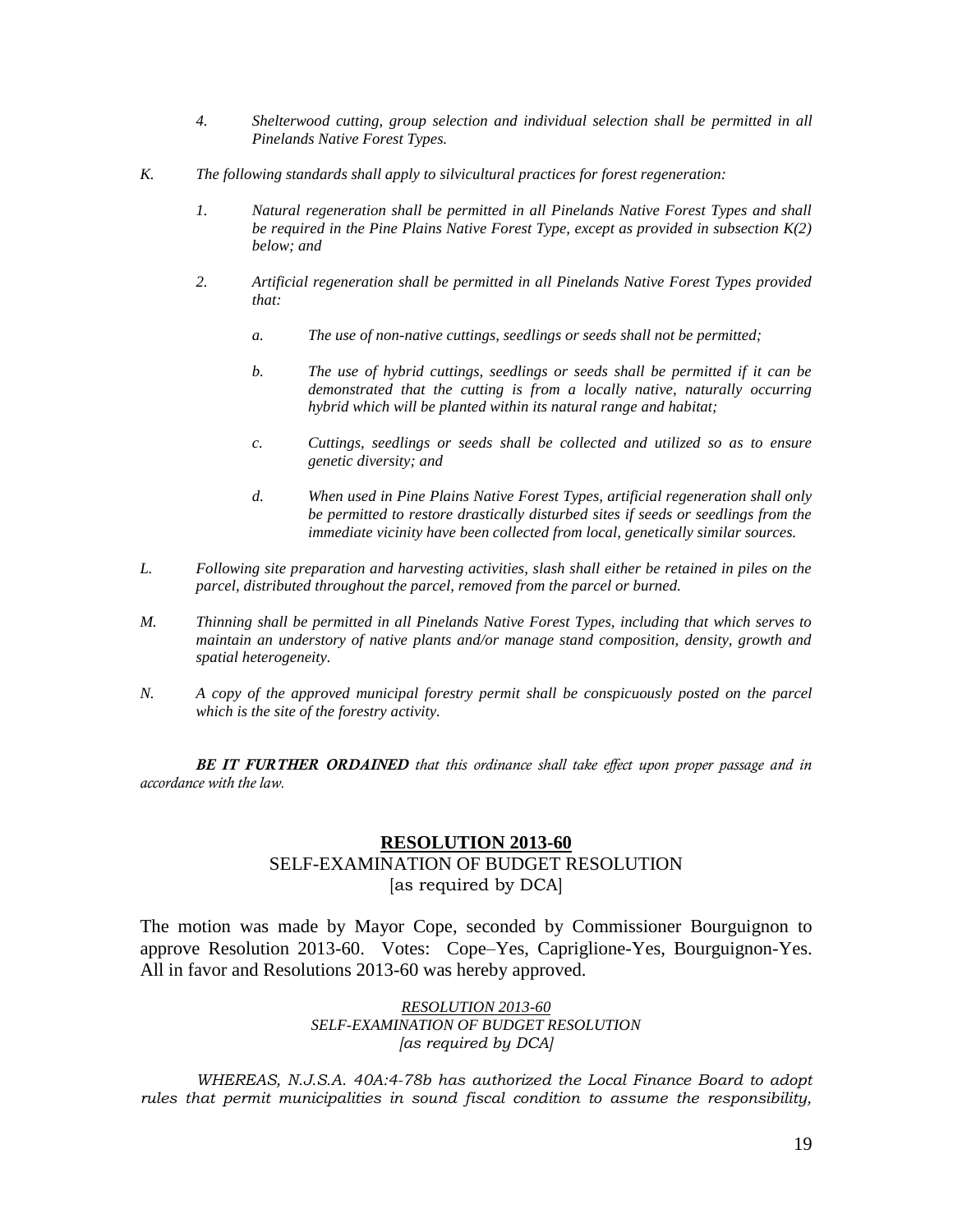4. *Shelterwood cutting, group selection and individual selection shall be permitted in all Pinelands Native Forest Types.*

K. *The following standards shall apply to silvicultural practices for forest regeneration:*

1. *Natural regeneration shall be permitted in all Pinelands Native Forest Types and shall be required in the Pine Plains Native Forest Type, except as provided in subsection K(2) below; and*

2. *Artificial regeneration shall be permitted in all Pinelands Native Forest Types provided that:*

   a. *The use of non-native cuttings, seedlings or seeds shall not be permitted;*

   b. *The use of hybrid cuttings, seedlings or seeds shall be permitted if it can be demonstrated that the cutting is from a locally native, naturally occurring hybrid which will be planted within its natural range and habitat;*

   c. *Cuttings, seedlings or seeds shall be collected and utilized so as to ensure genetic diversity; and*

   d. *When used in Pine Plains Native Forest Types, artificial regeneration shall only be permitted to restore drastically disturbed sites if seeds or seedlings from the immediate vicinity have been collected from local, genetically similar sources.*

L. *Following site preparation and harvesting activities, slash shall either be retained in piles on the parcel, distributed throughout the parcel, removed from the parcel or burned.*

M. *Thinning shall be permitted in all Pinelands Native Forest Types, including that which serves to maintain an understory of native plants and/or manage stand composition, density, growth and spatial heterogeneity.*

N. *A copy of the approved municipal forestry permit shall be conspicuously posted on the parcel which is the site of the forestry activity.*

***BE IT FURTHER ORDAINED*** *that this ordinance shall take effect upon proper passage and in accordance with the law.*

## **RESOLUTION 2013-60**
SELF-EXAMINATION OF BUDGET RESOLUTION
[as required by DCA]

The motion was made by Mayor Cope, seconded by Commissioner Bourguignon to approve Resolution 2013-60. Votes: Cope–Yes, Capriglione-Yes, Bourguignon-Yes. All in favor and Resolutions 2013-60 was hereby approved.

*RESOLUTION 2013-60*
*SELF-EXAMINATION OF BUDGET RESOLUTION*
*[as required by DCA]*

*WHEREAS, N.J.S.A. 40A:4-78b has authorized the Local Finance Board to adopt rules that permit municipalities in sound fiscal condition to assume the responsibility,*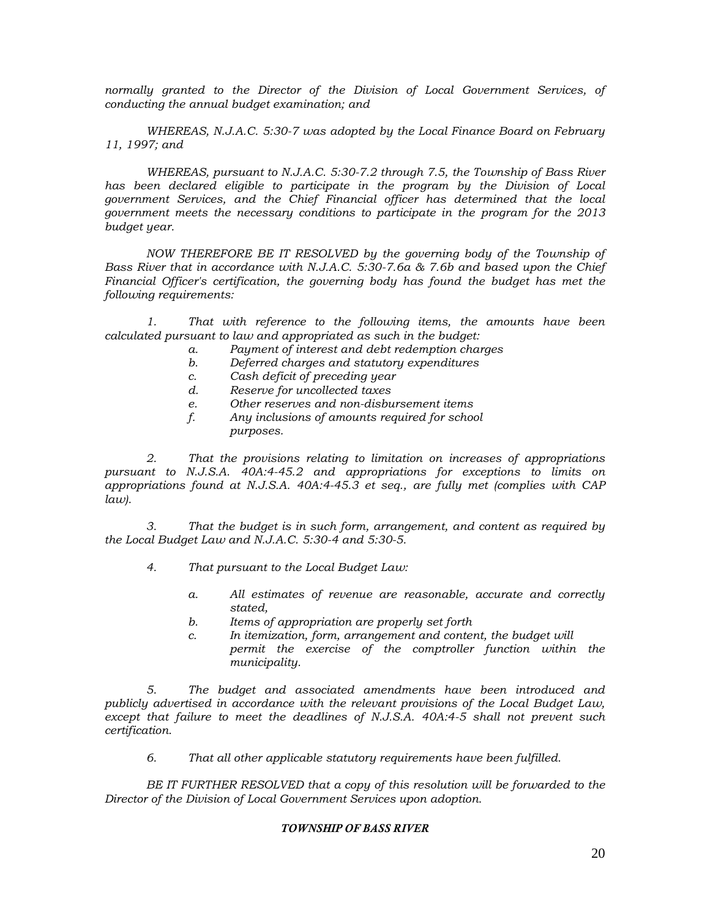*normally granted to the Director of the Division of Local Government Services, of conducting the annual budget examination; and*

*WHEREAS, N.J.A.C. 5:30-7 was adopted by the Local Finance Board on February 11, 1997; and*

*WHEREAS, pursuant to N.J.A.C. 5:30-7.2 through 7.5, the Township of Bass River has been declared eligible to participate in the program by the Division of Local government Services, and the Chief Financial officer has determined that the local government meets the necessary conditions to participate in the program for the 2013 budget year.*

*NOW THEREFORE BE IT RESOLVED by the governing body of the Township of Bass River that in accordance with N.J.A.C. 5:30-7.6a & 7.6b and based upon the Chief Financial Officer's certification, the governing body has found the budget has met the following requirements:*

*1. That with reference to the following items, the amounts have been calculated pursuant to law and appropriated as such in the budget:*

- *a. Payment of interest and debt redemption charges*
- *b. Deferred charges and statutory expenditures*
- *c. Cash deficit of preceding year*
- *d. Reserve for uncollected taxes*
- *e. Other reserves and non-disbursement items*
- *f. Any inclusions of amounts required for school purposes.*

*2. That the provisions relating to limitation on increases of appropriations pursuant to N.J.S.A. 40A:4-45.2 and appropriations for exceptions to limits on appropriations found at N.J.S.A. 40A:4-45.3 et seq., are fully met (complies with CAP law).*

*3. That the budget is in such form, arrangement, and content as required by the Local Budget Law and N.J.A.C. 5:30-4 and 5:30-5.*

*4. That pursuant to the Local Budget Law:*

- *a. All estimates of revenue are reasonable, accurate and correctly stated,*
- *b. Items of appropriation are properly set forth*
- *c. In itemization, form, arrangement and content, the budget will permit the exercise of the comptroller function within the municipality.*

*5. The budget and associated amendments have been introduced and publicly advertised in accordance with the relevant provisions of the Local Budget Law, except that failure to meet the deadlines of N.J.S.A. 40A:4-5 shall not prevent such certification.*

*6. That all other applicable statutory requirements have been fulfilled.*

*BE IT FURTHER RESOLVED that a copy of this resolution will be forwarded to the Director of the Division of Local Government Services upon adoption.*

***TOWNSHIP OF BASS RIVER***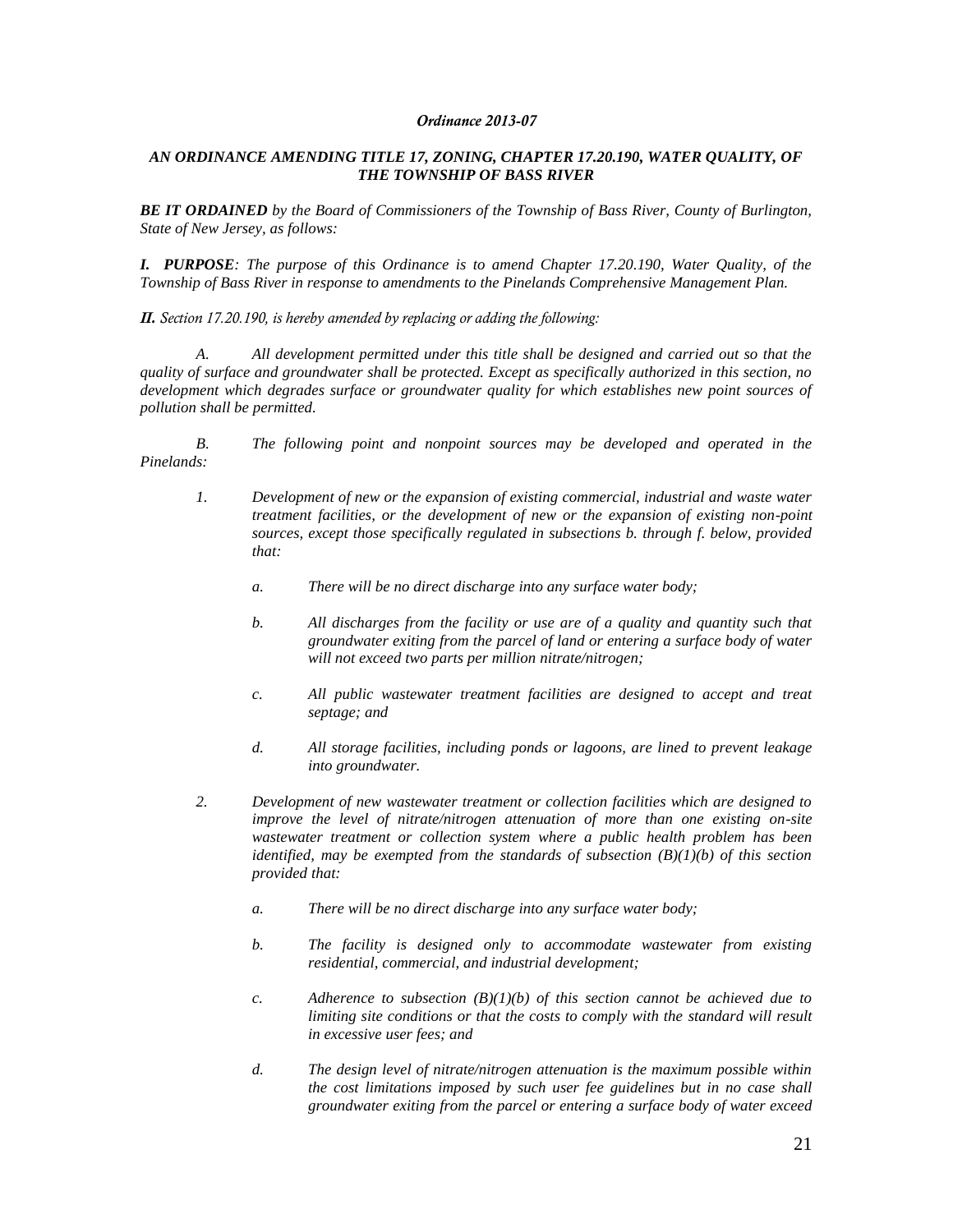*Ordinance 2013-07*

***AN ORDINANCE AMENDING TITLE 17, ZONING, CHAPTER 17.20.190, WATER QUALITY, OF THE TOWNSHIP OF BASS RIVER***

***BE IT ORDAINED*** *by the Board of Commissioners of the Township of Bass River, County of Burlington, State of New Jersey, as follows:*

***I. PURPOSE****: The purpose of this Ordinance is to amend Chapter 17.20.190, Water Quality, of the Township of Bass River in response to amendments to the Pinelands Comprehensive Management Plan.*

***II.*** *Section 17.20.190, is hereby amended by replacing or adding the following:*

*A. All development permitted under this title shall be designed and carried out so that the quality of surface and groundwater shall be protected. Except as specifically authorized in this section, no development which degrades surface or groundwater quality for which establishes new point sources of pollution shall be permitted.*

*B. The following point and nonpoint sources may be developed and operated in the Pinelands:*

*1. Development of new or the expansion of existing commercial, industrial and waste water treatment facilities, or the development of new or the expansion of existing non-point sources, except those specifically regulated in subsections b. through f. below, provided that:*

*a. There will be no direct discharge into any surface water body;*

*b. All discharges from the facility or use are of a quality and quantity such that groundwater exiting from the parcel of land or entering a surface body of water will not exceed two parts per million nitrate/nitrogen;*

*c. All public wastewater treatment facilities are designed to accept and treat septage; and*

*d. All storage facilities, including ponds or lagoons, are lined to prevent leakage into groundwater.*

*2. Development of new wastewater treatment or collection facilities which are designed to improve the level of nitrate/nitrogen attenuation of more than one existing on-site wastewater treatment or collection system where a public health problem has been identified, may be exempted from the standards of subsection (B)(1)(b) of this section provided that:*

*a. There will be no direct discharge into any surface water body;*

*b. The facility is designed only to accommodate wastewater from existing residential, commercial, and industrial development;*

*c. Adherence to subsection (B)(1)(b) of this section cannot be achieved due to limiting site conditions or that the costs to comply with the standard will result in excessive user fees; and*

*d. The design level of nitrate/nitrogen attenuation is the maximum possible within the cost limitations imposed by such user fee guidelines but in no case shall groundwater exiting from the parcel or entering a surface body of water exceed*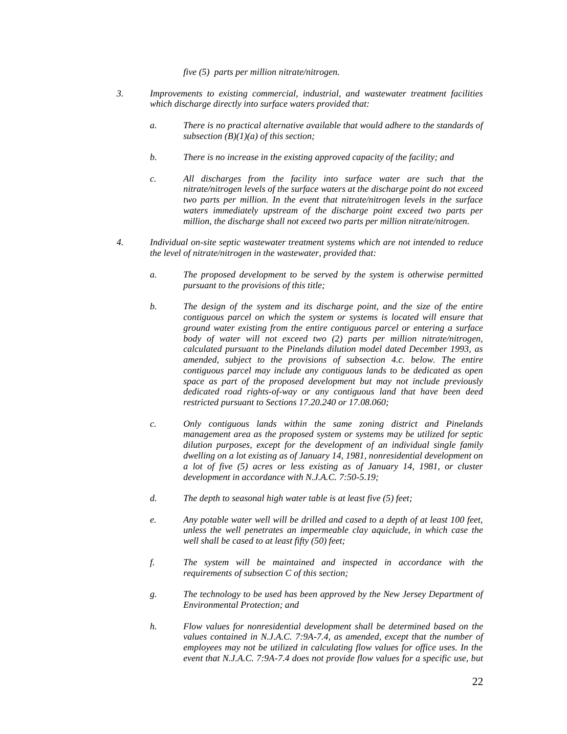*five (5) parts per million nitrate/nitrogen.*

3. *Improvements to existing commercial, industrial, and wastewater treatment facilities which discharge directly into surface waters provided that:*

    a. *There is no practical alternative available that would adhere to the standards of subsection (B)(1)(a) of this section;*

    b. *There is no increase in the existing approved capacity of the facility; and*

    c. *All discharges from the facility into surface water are such that the nitrate/nitrogen levels of the surface waters at the discharge point do not exceed two parts per million. In the event that nitrate/nitrogen levels in the surface waters immediately upstream of the discharge point exceed two parts per million, the discharge shall not exceed two parts per million nitrate/nitrogen.*

4. *Individual on-site septic wastewater treatment systems which are not intended to reduce the level of nitrate/nitrogen in the wastewater, provided that:*

    a. *The proposed development to be served by the system is otherwise permitted pursuant to the provisions of this title;*

    b. *The design of the system and its discharge point, and the size of the entire contiguous parcel on which the system or systems is located will ensure that ground water existing from the entire contiguous parcel or entering a surface body of water will not exceed two (2) parts per million nitrate/nitrogen, calculated pursuant to the Pinelands dilution model dated December 1993, as amended, subject to the provisions of subsection 4.c. below. The entire contiguous parcel may include any contiguous lands to be dedicated as open space as part of the proposed development but may not include previously dedicated road rights-of-way or any contiguous land that have been deed restricted pursuant to Sections 17.20.240 or 17.08.060;*

    c. *Only contiguous lands within the same zoning district and Pinelands management area as the proposed system or systems may be utilized for septic dilution purposes, except for the development of an individual single family dwelling on a lot existing as of January 14, 1981, nonresidential development on a lot of five (5) acres or less existing as of January 14, 1981, or cluster development in accordance with N.J.A.C. 7:50-5.19;*

    d. *The depth to seasonal high water table is at least five (5) feet;*

    e. *Any potable water well will be drilled and cased to a depth of at least 100 feet, unless the well penetrates an impermeable clay aquiclude, in which case the well shall be cased to at least fifty (50) feet;*

    f. *The system will be maintained and inspected in accordance with the requirements of subsection C of this section;*

    g. *The technology to be used has been approved by the New Jersey Department of Environmental Protection; and*

    h. *Flow values for nonresidential development shall be determined based on the values contained in N.J.A.C. 7:9A-7.4, as amended, except that the number of employees may not be utilized in calculating flow values for office uses. In the event that N.J.A.C. 7:9A-7.4 does not provide flow values for a specific use, but*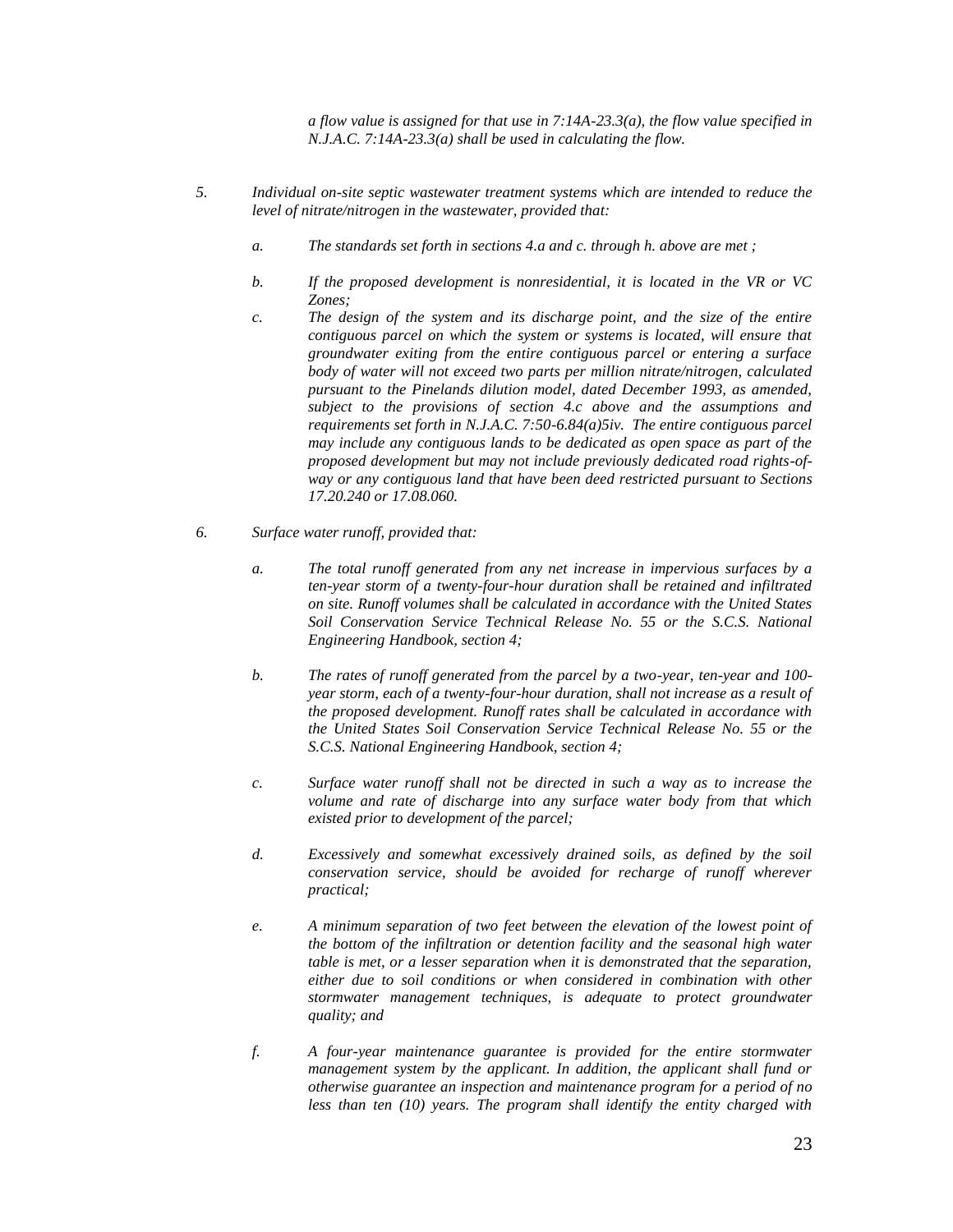*a flow value is assigned for that use in 7:14A-23.3(a), the flow value specified in N.J.A.C. 7:14A-23.3(a) shall be used in calculating the flow.*

5. *Individual on-site septic wastewater treatment systems which are intended to reduce the level of nitrate/nitrogen in the wastewater, provided that:*

   a. *The standards set forth in sections 4.a and c. through h. above are met ;*

   b. *If the proposed development is nonresidential, it is located in the VR or VC Zones;*

   c. *The design of the system and its discharge point, and the size of the entire contiguous parcel on which the system or systems is located, will ensure that groundwater exiting from the entire contiguous parcel or entering a surface body of water will not exceed two parts per million nitrate/nitrogen, calculated pursuant to the Pinelands dilution model, dated December 1993, as amended, subject to the provisions of section 4.c above and the assumptions and requirements set forth in N.J.A.C. 7:50-6.84(a)5iv. The entire contiguous parcel may include any contiguous lands to be dedicated as open space as part of the proposed development but may not include previously dedicated road rights-of-way or any contiguous land that have been deed restricted pursuant to Sections 17.20.240 or 17.08.060.*

6. *Surface water runoff, provided that:*

   a. *The total runoff generated from any net increase in impervious surfaces by a ten-year storm of a twenty-four-hour duration shall be retained and infiltrated on site. Runoff volumes shall be calculated in accordance with the United States Soil Conservation Service Technical Release No. 55 or the S.C.S. National Engineering Handbook, section 4;*

   b. *The rates of runoff generated from the parcel by a two-year, ten-year and 100-year storm, each of a twenty-four-hour duration, shall not increase as a result of the proposed development. Runoff rates shall be calculated in accordance with the United States Soil Conservation Service Technical Release No. 55 or the S.C.S. National Engineering Handbook, section 4;*

   c. *Surface water runoff shall not be directed in such a way as to increase the volume and rate of discharge into any surface water body from that which existed prior to development of the parcel;*

   d. *Excessively and somewhat excessively drained soils, as defined by the soil conservation service, should be avoided for recharge of runoff wherever practical;*

   e. *A minimum separation of two feet between the elevation of the lowest point of the bottom of the infiltration or detention facility and the seasonal high water table is met, or a lesser separation when it is demonstrated that the separation, either due to soil conditions or when considered in combination with other stormwater management techniques, is adequate to protect groundwater quality; and*

   f. *A four-year maintenance guarantee is provided for the entire stormwater management system by the applicant. In addition, the applicant shall fund or otherwise guarantee an inspection and maintenance program for a period of no less than ten (10) years. The program shall identify the entity charged with*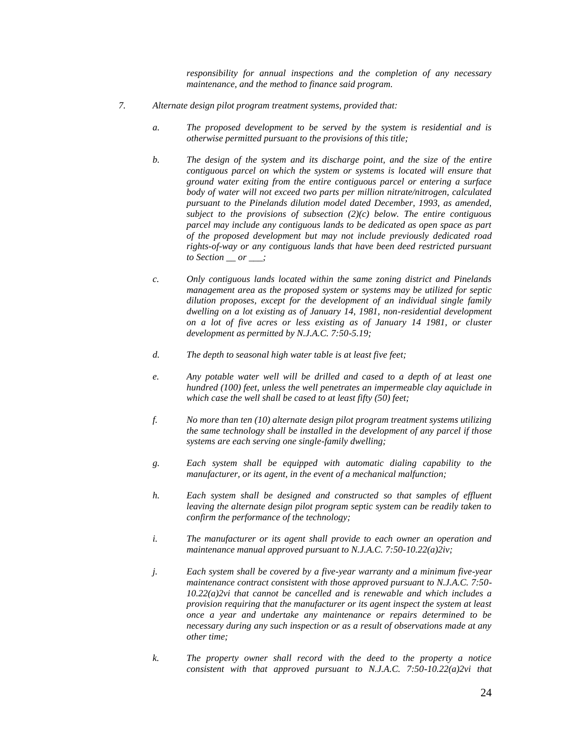*responsibility for annual inspections and the completion of any necessary maintenance, and the method to finance said program.*

7. *Alternate design pilot program treatment systems, provided that:*

   a. *The proposed development to be served by the system is residential and is otherwise permitted pursuant to the provisions of this title;*

   b. *The design of the system and its discharge point, and the size of the entire contiguous parcel on which the system or systems is located will ensure that ground water exiting from the entire contiguous parcel or entering a surface body of water will not exceed two parts per million nitrate/nitrogen, calculated pursuant to the Pinelands dilution model dated December, 1993, as amended, subject to the provisions of subsection (2)(c) below. The entire contiguous parcel may include any contiguous lands to be dedicated as open space as part of the proposed development but may not include previously dedicated road rights-of-way or any contiguous lands that have been deed restricted pursuant to Section __ or ___;*

   c. *Only contiguous lands located within the same zoning district and Pinelands management area as the proposed system or systems may be utilized for septic dilution proposes, except for the development of an individual single family dwelling on a lot existing as of January 14, 1981, non-residential development on a lot of five acres or less existing as of January 14 1981, or cluster development as permitted by N.J.A.C. 7:50-5.19;*

   d. *The depth to seasonal high water table is at least five feet;*

   e. *Any potable water well will be drilled and cased to a depth of at least one hundred (100) feet, unless the well penetrates an impermeable clay aquiclude in which case the well shall be cased to at least fifty (50) feet;*

   f. *No more than ten (10) alternate design pilot program treatment systems utilizing the same technology shall be installed in the development of any parcel if those systems are each serving one single-family dwelling;*

   g. *Each system shall be equipped with automatic dialing capability to the manufacturer, or its agent, in the event of a mechanical malfunction;*

   h. *Each system shall be designed and constructed so that samples of effluent leaving the alternate design pilot program septic system can be readily taken to confirm the performance of the technology;*

   i. *The manufacturer or its agent shall provide to each owner an operation and maintenance manual approved pursuant to N.J.A.C. 7:50-10.22(a)2iv;*

   j. *Each system shall be covered by a five-year warranty and a minimum five-year maintenance contract consistent with those approved pursuant to N.J.A.C. 7:50-10.22(a)2vi that cannot be cancelled and is renewable and which includes a provision requiring that the manufacturer or its agent inspect the system at least once a year and undertake any maintenance or repairs determined to be necessary during any such inspection or as a result of observations made at any other time;*

   k. *The property owner shall record with the deed to the property a notice consistent with that approved pursuant to N.J.A.C. 7:50-10.22(a)2vi that*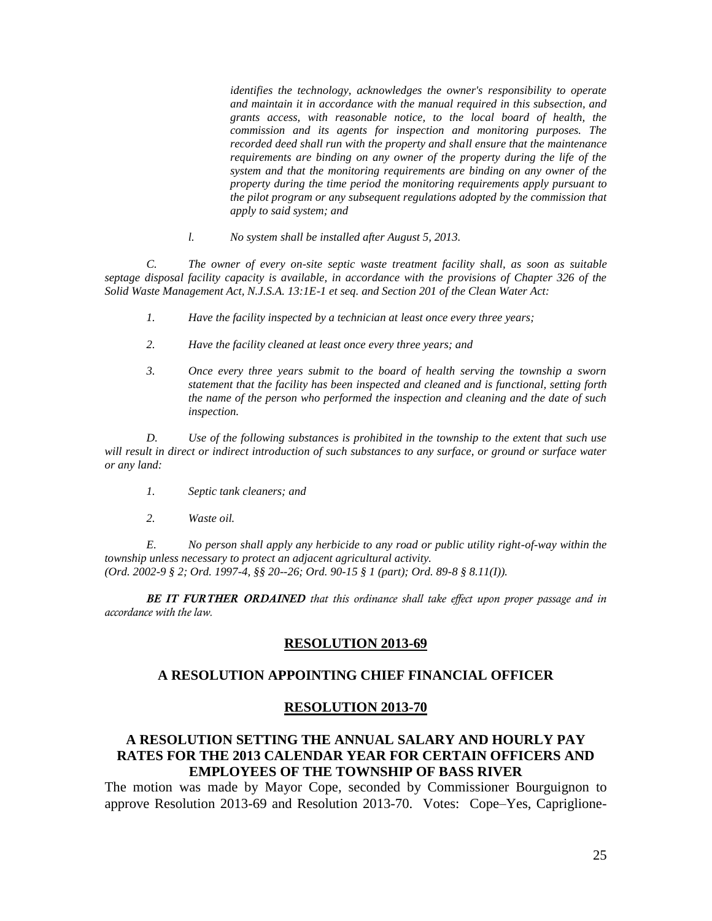*identifies the technology, acknowledges the owner's responsibility to operate and maintain it in accordance with the manual required in this subsection, and grants access, with reasonable notice, to the local board of health, the commission and its agents for inspection and monitoring purposes. The recorded deed shall run with the property and shall ensure that the maintenance requirements are binding on any owner of the property during the life of the system and that the monitoring requirements are binding on any owner of the property during the time period the monitoring requirements apply pursuant to the pilot program or any subsequent regulations adopted by the commission that apply to said system; and*

*l. No system shall be installed after August 5, 2013.*

*C. The owner of every on-site septic waste treatment facility shall, as soon as suitable septage disposal facility capacity is available, in accordance with the provisions of Chapter 326 of the Solid Waste Management Act, N.J.S.A. 13:1E-1 et seq. and Section 201 of the Clean Water Act:*

*1. Have the facility inspected by a technician at least once every three years;*

*2. Have the facility cleaned at least once every three years; and*

*3. Once every three years submit to the board of health serving the township a sworn statement that the facility has been inspected and cleaned and is functional, setting forth the name of the person who performed the inspection and cleaning and the date of such inspection.*

*D. Use of the following substances is prohibited in the township to the extent that such use will result in direct or indirect introduction of such substances to any surface, or ground or surface water or any land:*

*1. Septic tank cleaners; and*

*2. Waste oil.*

*E. No person shall apply any herbicide to any road or public utility right-of-way within the township unless necessary to protect an adjacent agricultural activity.*
*(Ord. 2002-9 § 2; Ord. 1997-4, §§ 20--26; Ord. 90-15 § 1 (part); Ord. 89-8 § 8.11(I)).*

***BE IT FURTHER ORDAINED** that this ordinance shall take effect upon proper passage and in accordance with the law.*

## RESOLUTION 2013-69

## A RESOLUTION APPOINTING CHIEF FINANCIAL OFFICER

## RESOLUTION 2013-70

## A RESOLUTION SETTING THE ANNUAL SALARY AND HOURLY PAY RATES FOR THE 2013 CALENDAR YEAR FOR CERTAIN OFFICERS AND EMPLOYEES OF THE TOWNSHIP OF BASS RIVER

The motion was made by Mayor Cope, seconded by Commissioner Bourguignon to approve Resolution 2013-69 and Resolution 2013-70. Votes: Cope–Yes, Capriglione-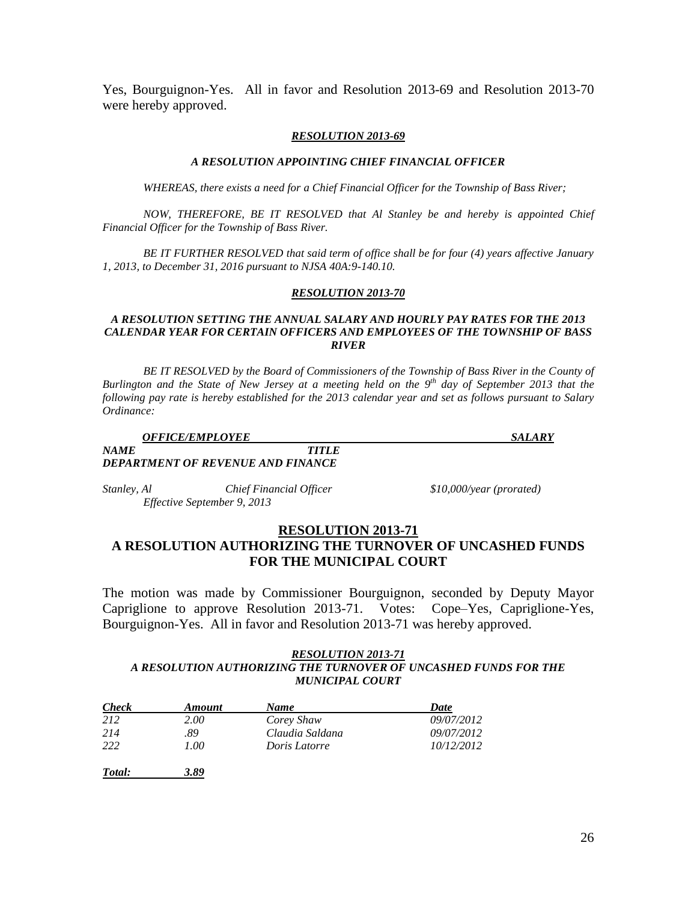Yes, Bourguignon-Yes. All in favor and Resolution 2013-69 and Resolution 2013-70 were hereby approved.

***RESOLUTION 2013-69***

***A RESOLUTION APPOINTING CHIEF FINANCIAL OFFICER***

*WHEREAS, there exists a need for a Chief Financial Officer for the Township of Bass River;*

*NOW, THEREFORE, BE IT RESOLVED that Al Stanley be and hereby is appointed Chief Financial Officer for the Township of Bass River.*

*BE IT FURTHER RESOLVED that said term of office shall be for four (4) years affective January 1, 2013, to December 31, 2016 pursuant to NJSA 40A:9-140.10.*

***RESOLUTION 2013-70***

***A RESOLUTION SETTING THE ANNUAL SALARY AND HOURLY PAY RATES FOR THE 2013 CALENDAR YEAR FOR CERTAIN OFFICERS AND EMPLOYEES OF THE TOWNSHIP OF BASS RIVER***

*BE IT RESOLVED by the Board of Commissioners of the Township of Bass River in the County of Burlington and the State of New Jersey at a meeting held on the 9th day of September 2013 that the following pay rate is hereby established for the 2013 calendar year and set as follows pursuant to Salary Ordinance:*

| ***OFFICE/EMPLOYEE*** | | ***SALARY*** |
|---|---|---|
| ***NAME*** | ***TITLE*** | |
| ***DEPARTMENT OF REVENUE AND FINANCE*** | | |
| *Stanley, Al* | *Chief Financial Officer* | *$10,000/year (prorated)* |
| *Effective September 9, 2013* | | |

## RESOLUTION 2013-71
## A RESOLUTION AUTHORIZING THE TURNOVER OF UNCASHED FUNDS FOR THE MUNICIPAL COURT

The motion was made by Commissioner Bourguignon, seconded by Deputy Mayor Capriglione to approve Resolution 2013-71. Votes: Cope–Yes, Capriglione-Yes, Bourguignon-Yes. All in favor and Resolution 2013-71 was hereby approved.

***RESOLUTION 2013-71***
***A RESOLUTION AUTHORIZING THE TURNOVER OF UNCASHED FUNDS FOR THE MUNICIPAL COURT***

| ***Check*** | ***Amount*** | ***Name*** | ***Date*** |
|---|---|---|---|
| *212* | *2.00* | *Corey Shaw* | *09/07/2012* |
| *214* | *.89* | *Claudia Saldana* | *09/07/2012* |
| *222* | *1.00* | *Doris Latorre* | *10/12/2012* |
| ***Total:*** | ***3.89*** | | |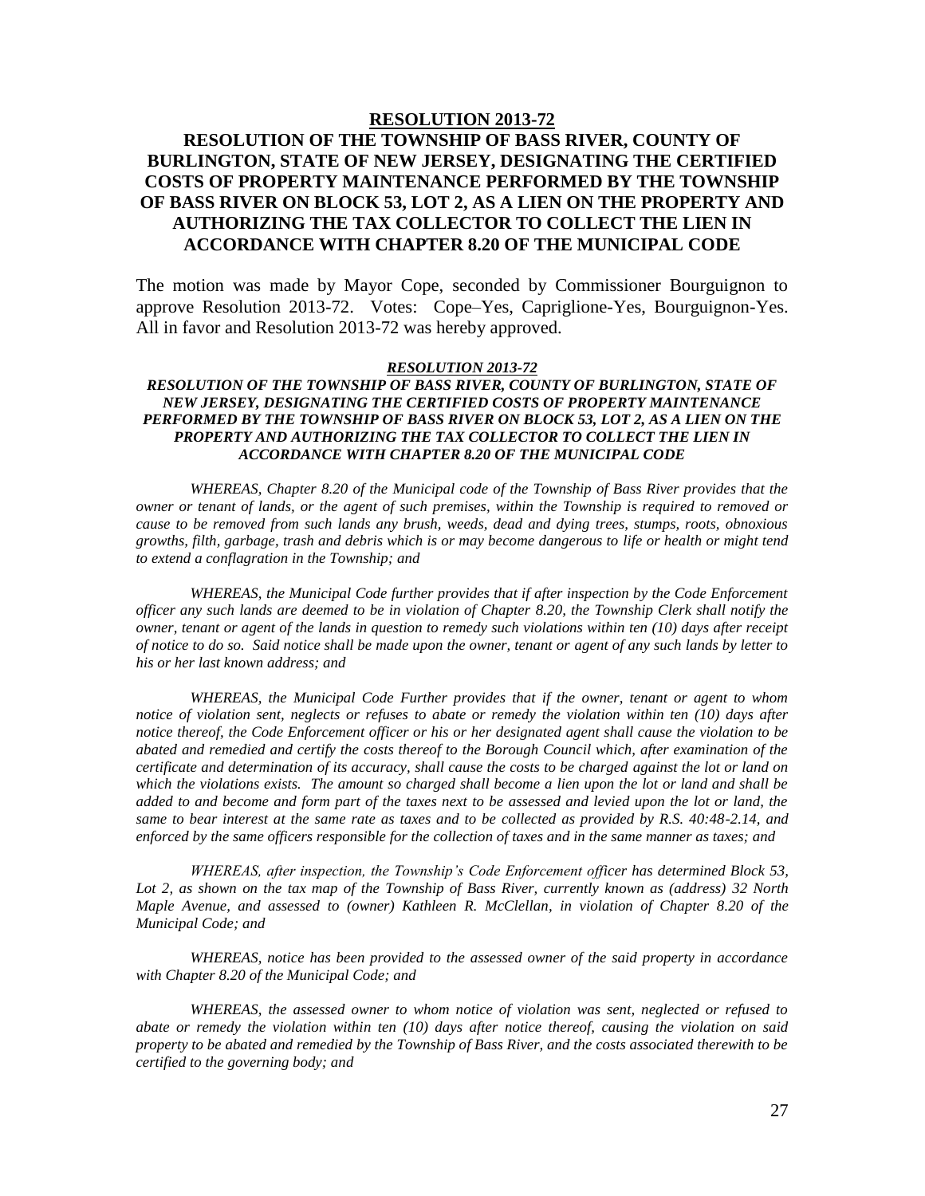**RESOLUTION 2013-72**

**RESOLUTION OF THE TOWNSHIP OF BASS RIVER, COUNTY OF BURLINGTON, STATE OF NEW JERSEY, DESIGNATING THE CERTIFIED COSTS OF PROPERTY MAINTENANCE PERFORMED BY THE TOWNSHIP OF BASS RIVER ON BLOCK 53, LOT 2, AS A LIEN ON THE PROPERTY AND AUTHORIZING THE TAX COLLECTOR TO COLLECT THE LIEN IN ACCORDANCE WITH CHAPTER 8.20 OF THE MUNICIPAL CODE**

The motion was made by Mayor Cope, seconded by Commissioner Bourguignon to approve Resolution 2013-72. Votes: Cope–Yes, Capriglione-Yes, Bourguignon-Yes. All in favor and Resolution 2013-72 was hereby approved.

***RESOLUTION 2013-72***

***RESOLUTION OF THE TOWNSHIP OF BASS RIVER, COUNTY OF BURLINGTON, STATE OF NEW JERSEY, DESIGNATING THE CERTIFIED COSTS OF PROPERTY MAINTENANCE PERFORMED BY THE TOWNSHIP OF BASS RIVER ON BLOCK 53, LOT 2, AS A LIEN ON THE PROPERTY AND AUTHORIZING THE TAX COLLECTOR TO COLLECT THE LIEN IN ACCORDANCE WITH CHAPTER 8.20 OF THE MUNICIPAL CODE***

*WHEREAS, Chapter 8.20 of the Municipal code of the Township of Bass River provides that the owner or tenant of lands, or the agent of such premises, within the Township is required to removed or cause to be removed from such lands any brush, weeds, dead and dying trees, stumps, roots, obnoxious growths, filth, garbage, trash and debris which is or may become dangerous to life or health or might tend to extend a conflagration in the Township; and*

*WHEREAS, the Municipal Code further provides that if after inspection by the Code Enforcement officer any such lands are deemed to be in violation of Chapter 8.20, the Township Clerk shall notify the owner, tenant or agent of the lands in question to remedy such violations within ten (10) days after receipt of notice to do so. Said notice shall be made upon the owner, tenant or agent of any such lands by letter to his or her last known address; and*

*WHEREAS, the Municipal Code Further provides that if the owner, tenant or agent to whom notice of violation sent, neglects or refuses to abate or remedy the violation within ten (10) days after notice thereof, the Code Enforcement officer or his or her designated agent shall cause the violation to be abated and remedied and certify the costs thereof to the Borough Council which, after examination of the certificate and determination of its accuracy, shall cause the costs to be charged against the lot or land on which the violations exists. The amount so charged shall become a lien upon the lot or land and shall be added to and become and form part of the taxes next to be assessed and levied upon the lot or land, the same to bear interest at the same rate as taxes and to be collected as provided by R.S. 40:48-2.14, and enforced by the same officers responsible for the collection of taxes and in the same manner as taxes; and*

*WHEREAS, after inspection, the Township's Code Enforcement officer has determined Block 53, Lot 2, as shown on the tax map of the Township of Bass River, currently known as (address) 32 North Maple Avenue, and assessed to (owner) Kathleen R. McClellan, in violation of Chapter 8.20 of the Municipal Code; and*

*WHEREAS, notice has been provided to the assessed owner of the said property in accordance with Chapter 8.20 of the Municipal Code; and*

*WHEREAS, the assessed owner to whom notice of violation was sent, neglected or refused to abate or remedy the violation within ten (10) days after notice thereof, causing the violation on said property to be abated and remedied by the Township of Bass River, and the costs associated therewith to be certified to the governing body; and*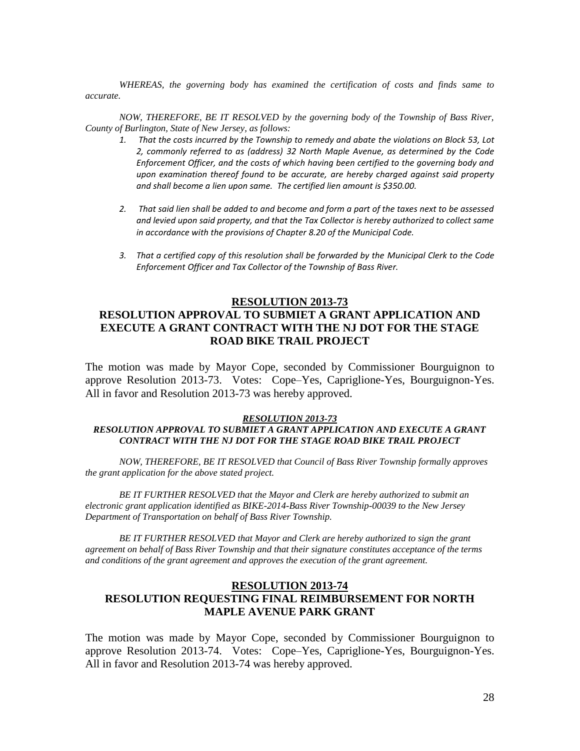*WHEREAS, the governing body has examined the certification of costs and finds same to accurate.*

*NOW, THEREFORE, BE IT RESOLVED by the governing body of the Township of Bass River, County of Burlington, State of New Jersey, as follows:*

1. *That the costs incurred by the Township to remedy and abate the violations on Block 53, Lot 2, commonly referred to as (address) 32 North Maple Avenue, as determined by the Code Enforcement Officer, and the costs of which having been certified to the governing body and upon examination thereof found to be accurate, are hereby charged against said property and shall become a lien upon same. The certified lien amount is $350.00.*

2. *That said lien shall be added to and become and form a part of the taxes next to be assessed and levied upon said property, and that the Tax Collector is hereby authorized to collect same in accordance with the provisions of Chapter 8.20 of the Municipal Code.*

3. *That a certified copy of this resolution shall be forwarded by the Municipal Clerk to the Code Enforcement Officer and Tax Collector of the Township of Bass River.*

## RESOLUTION 2013-73
## RESOLUTION APPROVAL TO SUBMIET A GRANT APPLICATION AND EXECUTE A GRANT CONTRACT WITH THE NJ DOT FOR THE STAGE ROAD BIKE TRAIL PROJECT

The motion was made by Mayor Cope, seconded by Commissioner Bourguignon to approve Resolution 2013-73. Votes: Cope–Yes, Capriglione-Yes, Bourguignon-Yes. All in favor and Resolution 2013-73 was hereby approved.

***RESOLUTION 2013-73***

***RESOLUTION APPROVAL TO SUBMIET A GRANT APPLICATION AND EXECUTE A GRANT CONTRACT WITH THE NJ DOT FOR THE STAGE ROAD BIKE TRAIL PROJECT***

*NOW, THEREFORE, BE IT RESOLVED that Council of Bass River Township formally approves the grant application for the above stated project.*

*BE IT FURTHER RESOLVED that the Mayor and Clerk are hereby authorized to submit an electronic grant application identified as BIKE-2014-Bass River Township-00039 to the New Jersey Department of Transportation on behalf of Bass River Township.*

*BE IT FURTHER RESOLVED that Mayor and Clerk are hereby authorized to sign the grant agreement on behalf of Bass River Township and that their signature constitutes acceptance of the terms and conditions of the grant agreement and approves the execution of the grant agreement.*

## RESOLUTION 2013-74
## RESOLUTION REQUESTING FINAL REIMBURSEMENT FOR NORTH MAPLE AVENUE PARK GRANT

The motion was made by Mayor Cope, seconded by Commissioner Bourguignon to approve Resolution 2013-74. Votes: Cope–Yes, Capriglione-Yes, Bourguignon-Yes. All in favor and Resolution 2013-74 was hereby approved.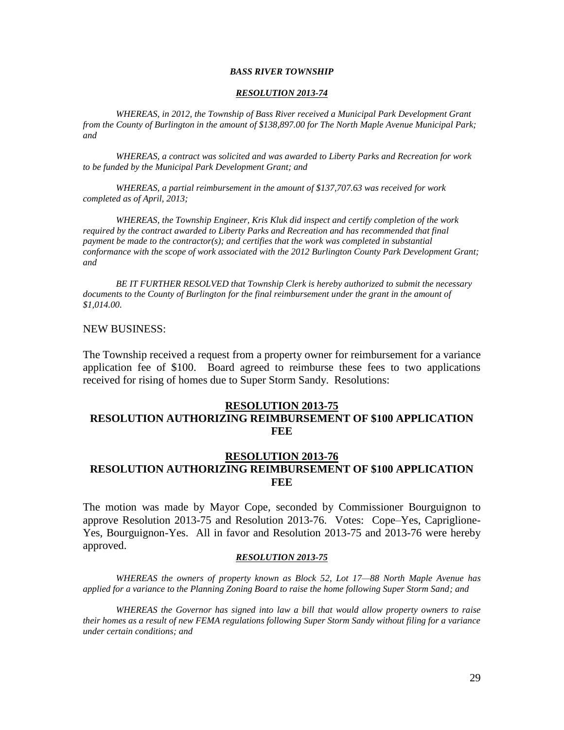***BASS RIVER TOWNSHIP***

***RESOLUTION 2013-74***

*WHEREAS, in 2012, the Township of Bass River received a Municipal Park Development Grant from the County of Burlington in the amount of $138,897.00 for The North Maple Avenue Municipal Park; and*

*WHEREAS, a contract was solicited and was awarded to Liberty Parks and Recreation for work to be funded by the Municipal Park Development Grant; and*

*WHEREAS, a partial reimbursement in the amount of $137,707.63 was received for work completed as of April, 2013;*

*WHEREAS, the Township Engineer, Kris Kluk did inspect and certify completion of the work required by the contract awarded to Liberty Parks and Recreation and has recommended that final payment be made to the contractor(s); and certifies that the work was completed in substantial conformance with the scope of work associated with the 2012 Burlington County Park Development Grant; and*

*BE IT FURTHER RESOLVED that Township Clerk is hereby authorized to submit the necessary documents to the County of Burlington for the final reimbursement under the grant in the amount of $1,014.00.*

NEW BUSINESS:

The Township received a request from a property owner for reimbursement for a variance application fee of $100. Board agreed to reimburse these fees to two applications received for rising of homes due to Super Storm Sandy. Resolutions:

**RESOLUTION 2013-75**
**RESOLUTION AUTHORIZING REIMBURSEMENT OF $100 APPLICATION FEE**

**RESOLUTION 2013-76**
**RESOLUTION AUTHORIZING REIMBURSEMENT OF $100 APPLICATION FEE**

The motion was made by Mayor Cope, seconded by Commissioner Bourguignon to approve Resolution 2013-75 and Resolution 2013-76. Votes: Cope–Yes, Capriglione-Yes, Bourguignon-Yes. All in favor and Resolution 2013-75 and 2013-76 were hereby approved.

***RESOLUTION 2013-75***

*WHEREAS the owners of property known as Block 52, Lot 17—88 North Maple Avenue has applied for a variance to the Planning Zoning Board to raise the home following Super Storm Sand; and*

*WHEREAS the Governor has signed into law a bill that would allow property owners to raise their homes as a result of new FEMA regulations following Super Storm Sandy without filing for a variance under certain conditions; and*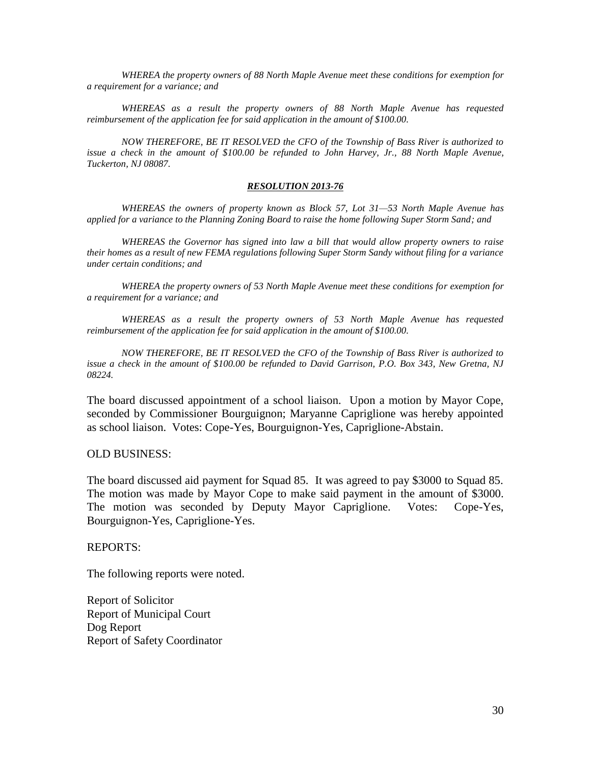*WHEREA the property owners of 88 North Maple Avenue meet these conditions for exemption for a requirement for a variance; and*

*WHEREAS as a result the property owners of 88 North Maple Avenue has requested reimbursement of the application fee for said application in the amount of $100.00.*

*NOW THEREFORE, BE IT RESOLVED the CFO of the Township of Bass River is authorized to issue a check in the amount of $100.00 be refunded to John Harvey, Jr., 88 North Maple Avenue, Tuckerton, NJ 08087.*

***RESOLUTION 2013-76***

*WHEREAS the owners of property known as Block 57, Lot 31—53 North Maple Avenue has applied for a variance to the Planning Zoning Board to raise the home following Super Storm Sand; and*

*WHEREAS the Governor has signed into law a bill that would allow property owners to raise their homes as a result of new FEMA regulations following Super Storm Sandy without filing for a variance under certain conditions; and*

*WHEREA the property owners of 53 North Maple Avenue meet these conditions for exemption for a requirement for a variance; and*

*WHEREAS as a result the property owners of 53 North Maple Avenue has requested reimbursement of the application fee for said application in the amount of $100.00.*

*NOW THEREFORE, BE IT RESOLVED the CFO of the Township of Bass River is authorized to issue a check in the amount of $100.00 be refunded to David Garrison, P.O. Box 343, New Gretna, NJ 08224.*

The board discussed appointment of a school liaison. Upon a motion by Mayor Cope, seconded by Commissioner Bourguignon; Maryanne Capriglione was hereby appointed as school liaison. Votes: Cope-Yes, Bourguignon-Yes, Capriglione-Abstain.

OLD BUSINESS:

The board discussed aid payment for Squad 85. It was agreed to pay $3000 to Squad 85. The motion was made by Mayor Cope to make said payment in the amount of $3000. The motion was seconded by Deputy Mayor Capriglione. Votes: Cope-Yes, Bourguignon-Yes, Capriglione-Yes.

REPORTS:

The following reports were noted.

Report of Solicitor
Report of Municipal Court
Dog Report
Report of Safety Coordinator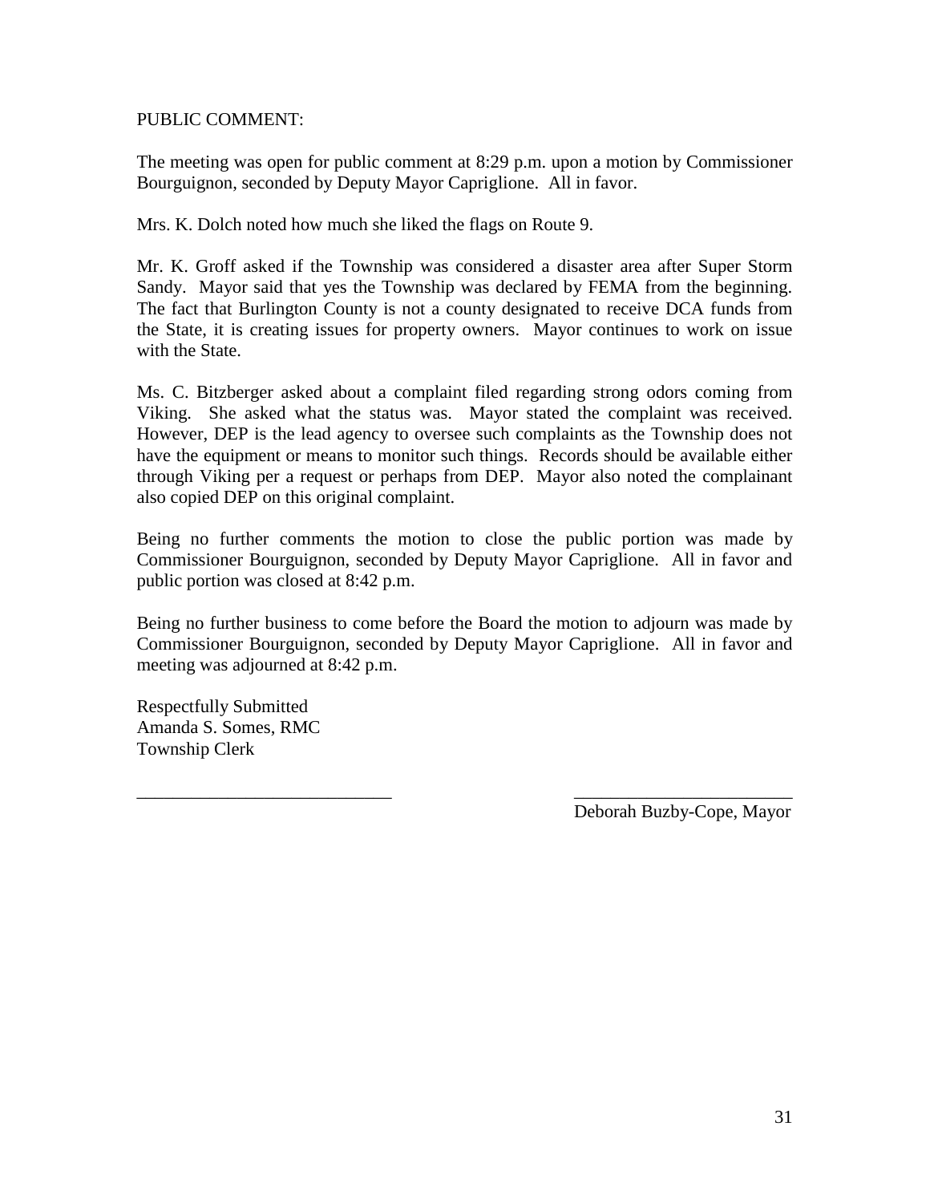PUBLIC COMMENT:

The meeting was open for public comment at 8:29 p.m. upon a motion by Commissioner Bourguignon, seconded by Deputy Mayor Capriglione. All in favor.

Mrs. K. Dolch noted how much she liked the flags on Route 9.

Mr. K. Groff asked if the Township was considered a disaster area after Super Storm Sandy. Mayor said that yes the Township was declared by FEMA from the beginning. The fact that Burlington County is not a county designated to receive DCA funds from the State, it is creating issues for property owners. Mayor continues to work on issue with the State.

Ms. C. Bitzberger asked about a complaint filed regarding strong odors coming from Viking. She asked what the status was. Mayor stated the complaint was received. However, DEP is the lead agency to oversee such complaints as the Township does not have the equipment or means to monitor such things. Records should be available either through Viking per a request or perhaps from DEP. Mayor also noted the complainant also copied DEP on this original complaint.

Being no further comments the motion to close the public portion was made by Commissioner Bourguignon, seconded by Deputy Mayor Capriglione. All in favor and public portion was closed at 8:42 p.m.

Being no further business to come before the Board the motion to adjourn was made by Commissioner Bourguignon, seconded by Deputy Mayor Capriglione. All in favor and meeting was adjourned at 8:42 p.m.

Respectfully Submitted
Amanda S. Somes, RMC
Township Clerk

\_\_\_\_\_\_\_\_\_\_\_\_\_\_\_\_\_\_\_\_\_\_\_\_\_\_\_\_ \_\_\_\_\_\_\_\_\_\_\_\_\_\_\_\_\_\_\_\_\_\_\_\_\_

Deborah Buzby-Cope, Mayor